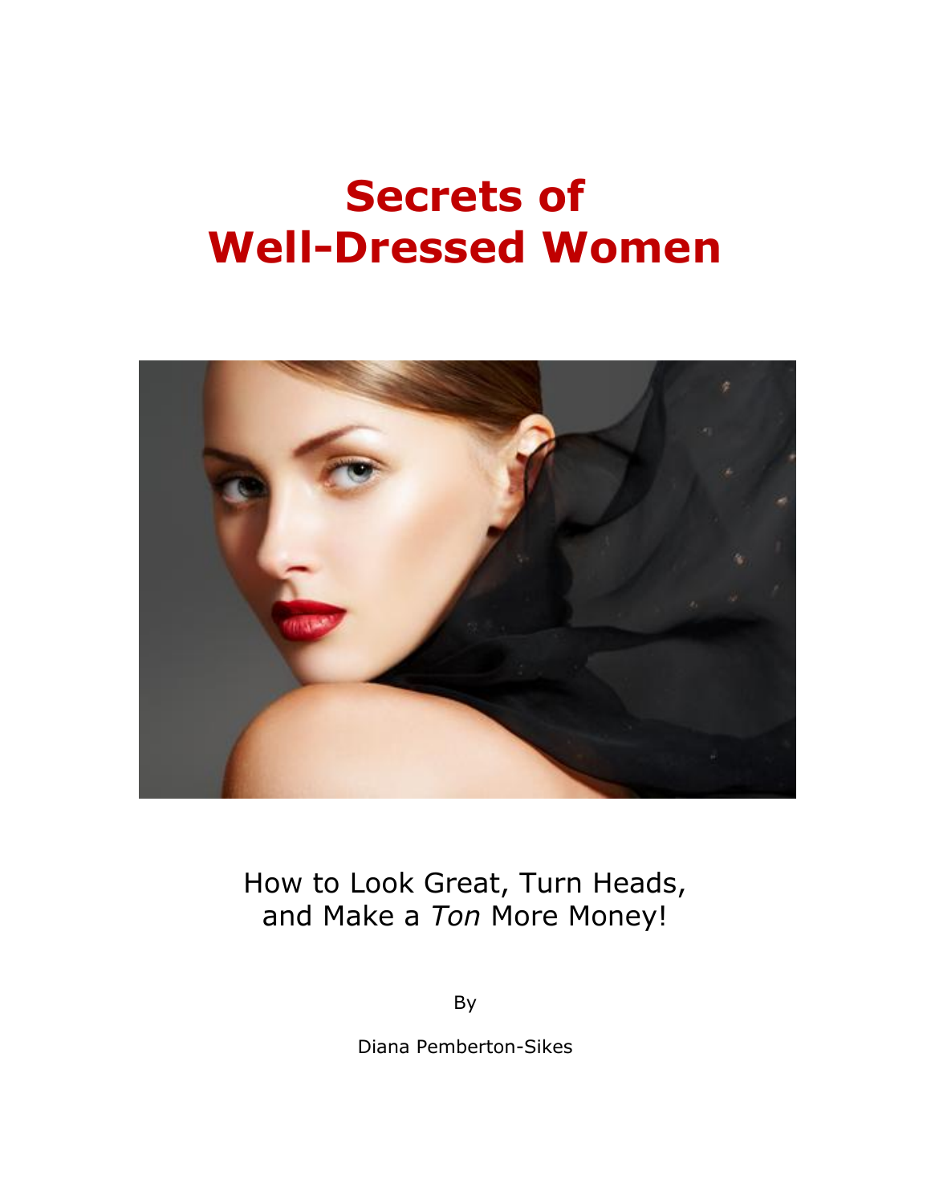# Secrets of Well-Dressed Women

How to Look Great, Turn Heads, and Make a *Ton* More Money!

By

Diana Pemberton-Sikes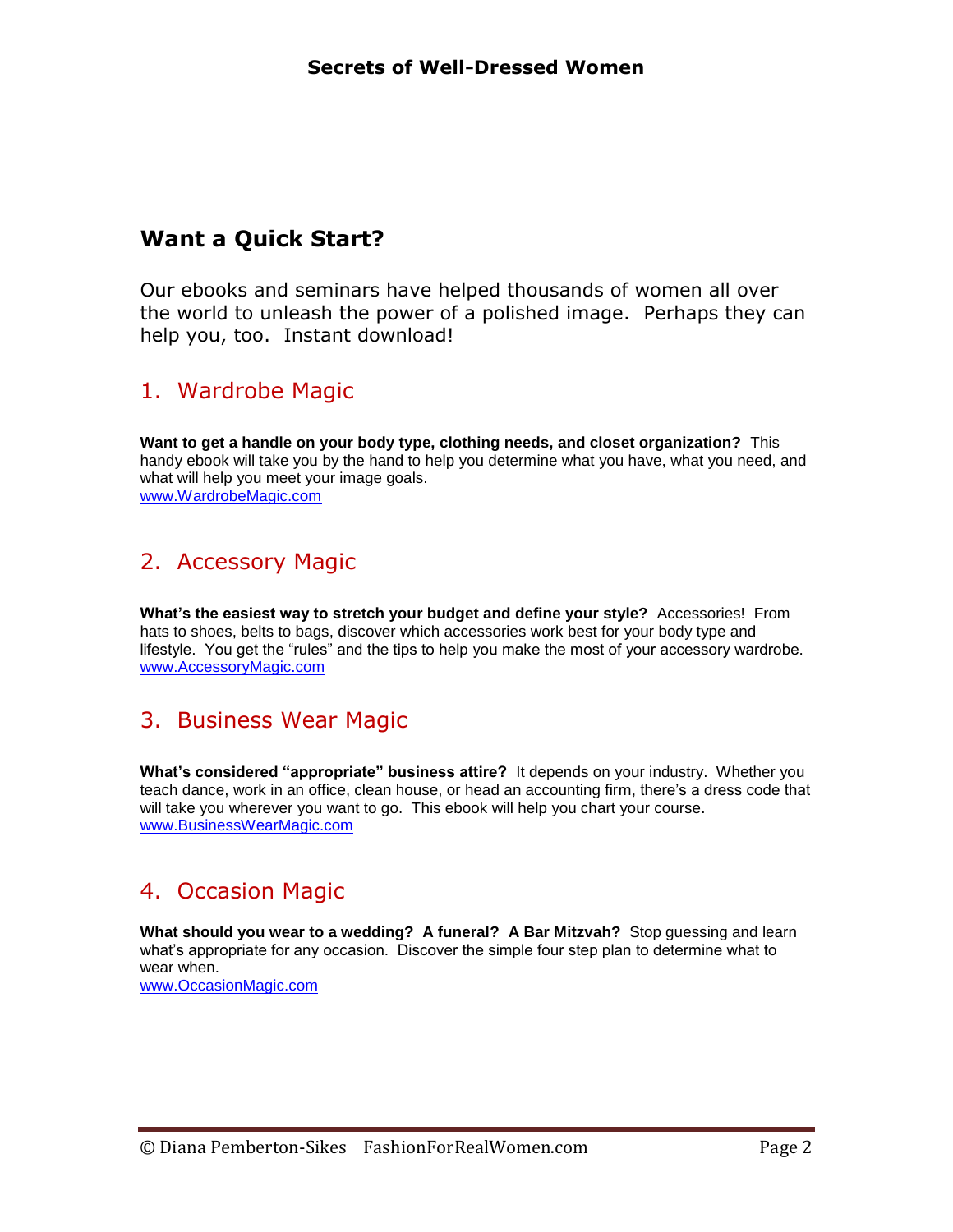## Want a Quick Start?

Our ebooks and seminars have helped thousands of women all over the world to unleash the power of a polished image. Perhaps they can help you, too. Instant download!

### 1. Wardrobe Magic

**Want to get a handle on your body type, clothing needs, and closet organization?** This handy ebook will take you by the hand to help you determine what you have, what you need, and what will help you meet your image goals.
www.WardrobeMagic.com

### 2. Accessory Magic

**What's the easiest way to stretch your budget and define your style?** Accessories! From hats to shoes, belts to bags, discover which accessories work best for your body type and lifestyle. You get the "rules" and the tips to help you make the most of your accessory wardrobe.
www.AccessoryMagic.com

### 3. Business Wear Magic

**What's considered "appropriate" business attire?** It depends on your industry. Whether you teach dance, work in an office, clean house, or head an accounting firm, there's a dress code that will take you wherever you want to go. This ebook will help you chart your course.
www.BusinessWearMagic.com

### 4. Occasion Magic

**What should you wear to a wedding? A funeral? A Bar Mitzvah?** Stop guessing and learn what's appropriate for any occasion. Discover the simple four step plan to determine what to wear when.
www.OccasionMagic.com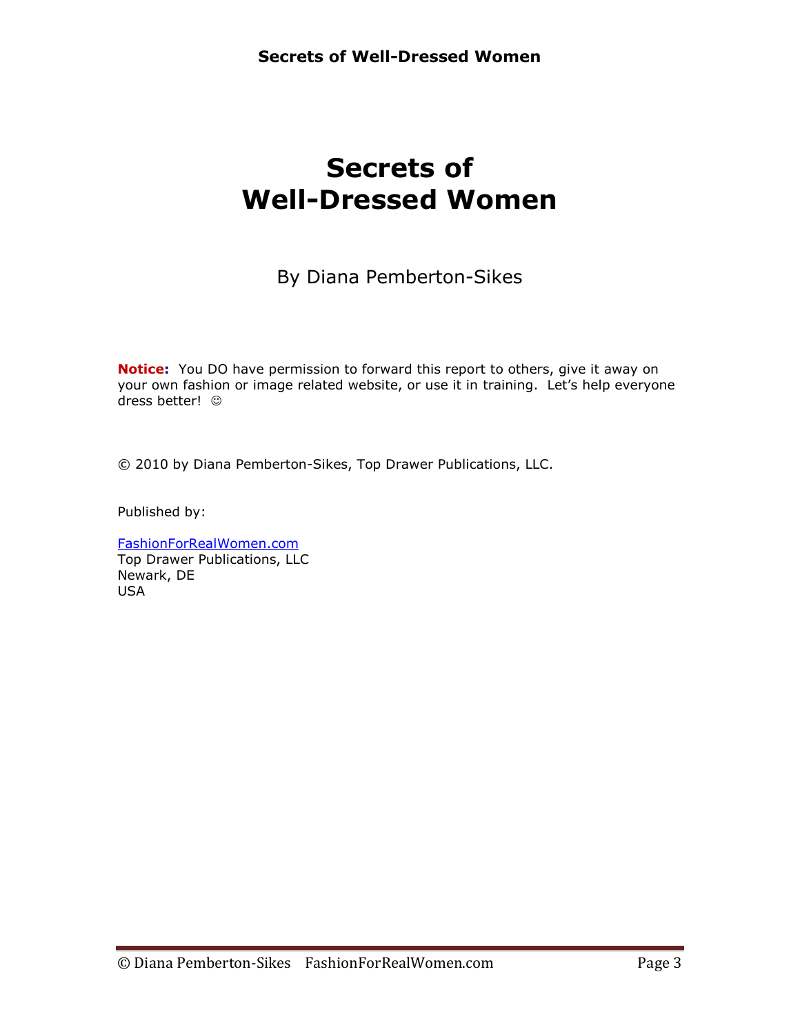# Secrets of Well-Dressed Women

By Diana Pemberton-Sikes

**Notice:** You DO have permission to forward this report to others, give it away on your own fashion or image related website, or use it in training. Let's help everyone dress better! ☺

© 2010 by Diana Pemberton-Sikes, Top Drawer Publications, LLC.

Published by:

FashionForRealWomen.com
Top Drawer Publications, LLC
Newark, DE
USA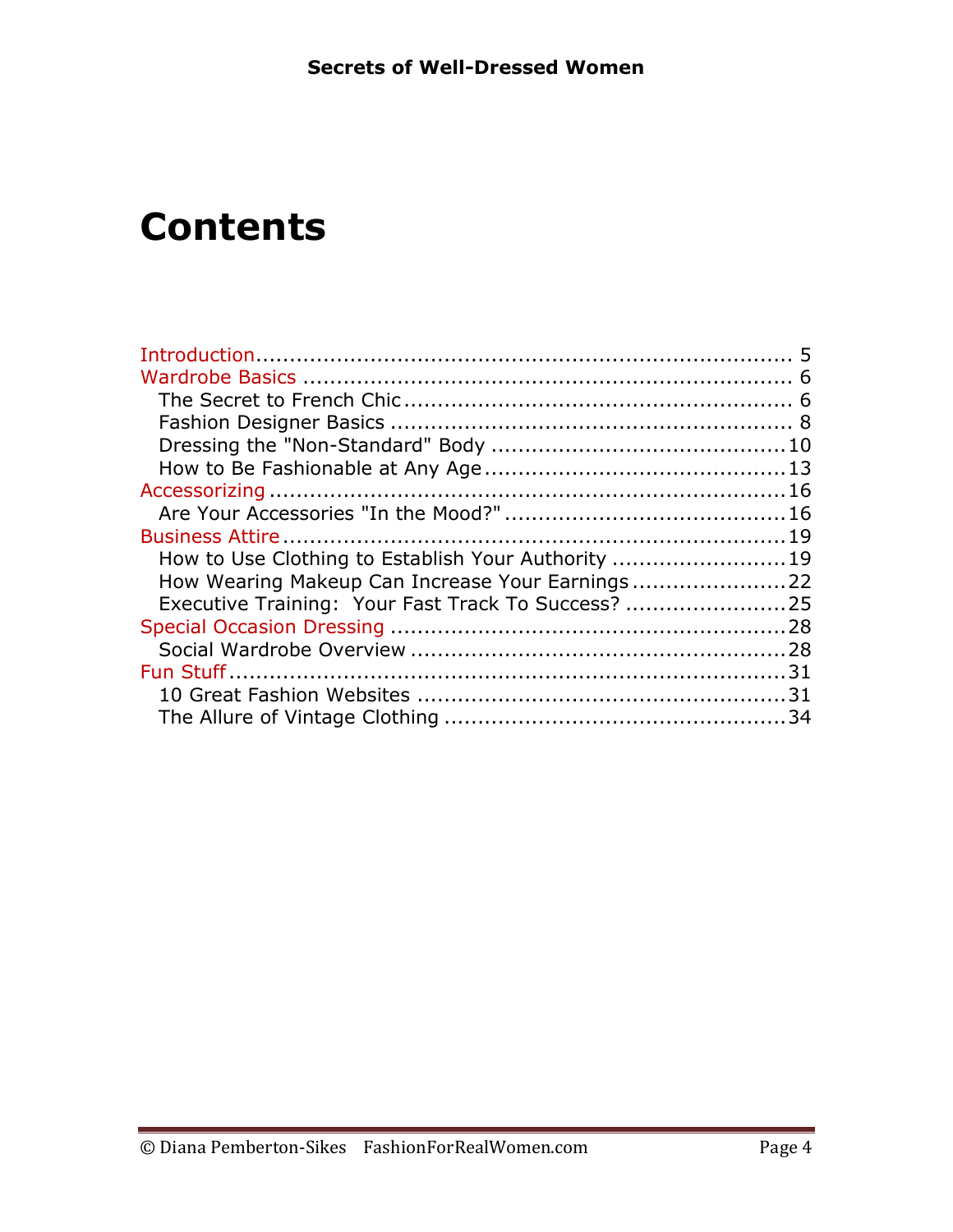# Contents

- Introduction ..................................................................... 5
- Wardrobe Basics ............................................................... 6
  - The Secret to French Chic ................................................ 6
  - Fashion Designer Basics .................................................. 8
  - Dressing the "Non-Standard" Body ..................................... 10
  - How to Be Fashionable at Any Age ..................................... 13
- Accessorizing ................................................................... 16
  - Are Your Accessories "In the Mood?" .................................. 16
- Business Attire ................................................................. 19
  - How to Use Clothing to Establish Your Authority ................... 19
  - How Wearing Makeup Can Increase Your Earnings ................. 22
  - Executive Training: Your Fast Track To Success? .................. 25
- Special Occasion Dressing ................................................. 28
  - Social Wardrobe Overview ................................................ 28
- Fun Stuff .......................................................................... 31
  - 10 Great Fashion Websites ............................................... 31
  - The Allure of Vintage Clothing .......................................... 34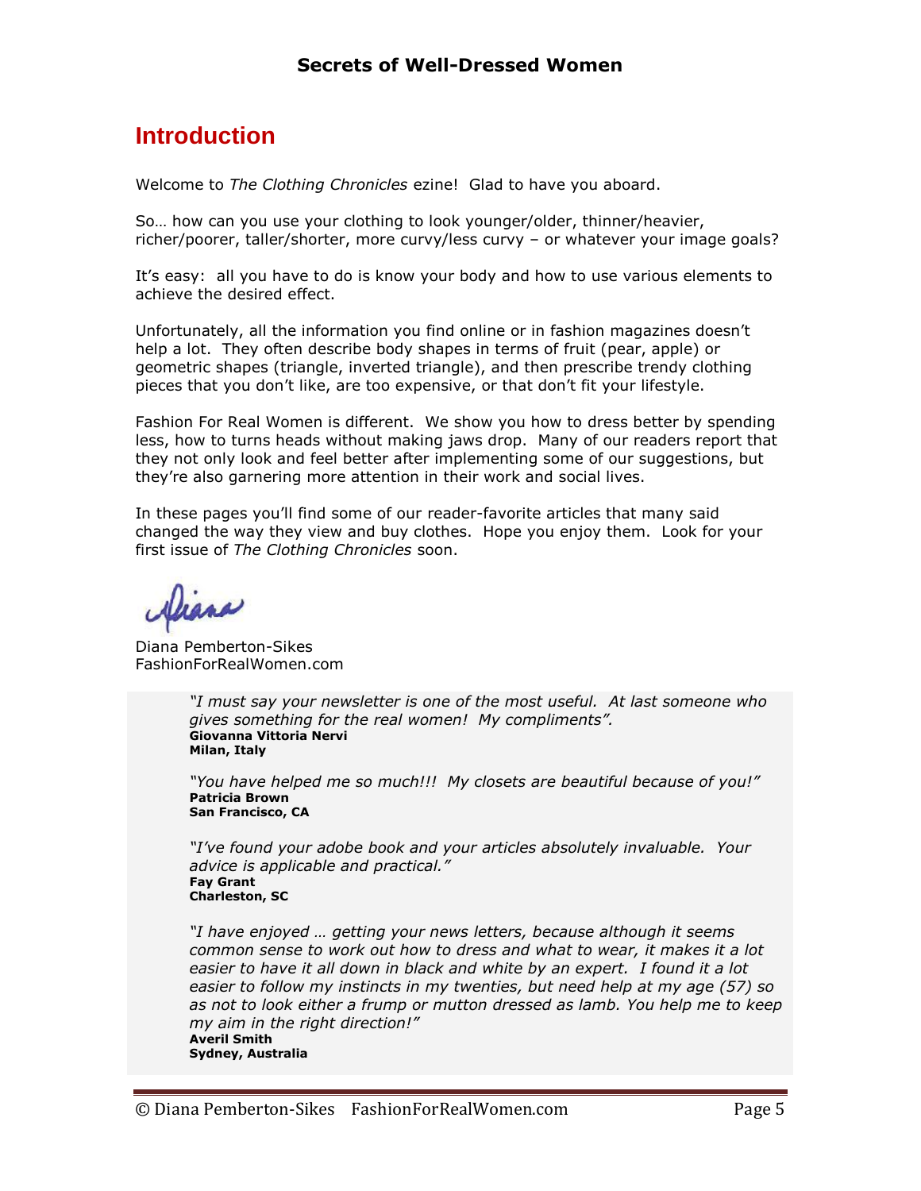## Introduction

Welcome to *The Clothing Chronicles* ezine! Glad to have you aboard.

So… how can you use your clothing to look younger/older, thinner/heavier, richer/poorer, taller/shorter, more curvy/less curvy – or whatever your image goals?

It's easy: all you have to do is know your body and how to use various elements to achieve the desired effect.

Unfortunately, all the information you find online or in fashion magazines doesn't help a lot. They often describe body shapes in terms of fruit (pear, apple) or geometric shapes (triangle, inverted triangle), and then prescribe trendy clothing pieces that you don't like, are too expensive, or that don't fit your lifestyle.

Fashion For Real Women is different. We show you how to dress better by spending less, how to turns heads without making jaws drop. Many of our readers report that they not only look and feel better after implementing some of our suggestions, but they're also garnering more attention in their work and social lives.

In these pages you'll find some of our reader-favorite articles that many said changed the way they view and buy clothes. Hope you enjoy them. Look for your first issue of *The Clothing Chronicles* soon.

Diana

Diana Pemberton-Sikes
FashionForRealWomen.com

> *"I must say your newsletter is one of the most useful. At last someone who gives something for the real women! My compliments".*
> **Giovanna Vittoria Nervi**
> **Milan, Italy**
>
> *"You have helped me so much!!! My closets are beautiful because of you!"*
> **Patricia Brown**
> **San Francisco, CA**
>
> *"I've found your adobe book and your articles absolutely invaluable. Your advice is applicable and practical."*
> **Fay Grant**
> **Charleston, SC**
>
> *"I have enjoyed … getting your news letters, because although it seems common sense to work out how to dress and what to wear, it makes it a lot easier to have it all down in black and white by an expert. I found it a lot easier to follow my instincts in my twenties, but need help at my age (57) so as not to look either a frump or mutton dressed as lamb. You help me to keep my aim in the right direction!"*
> **Averil Smith**
> **Sydney, Australia**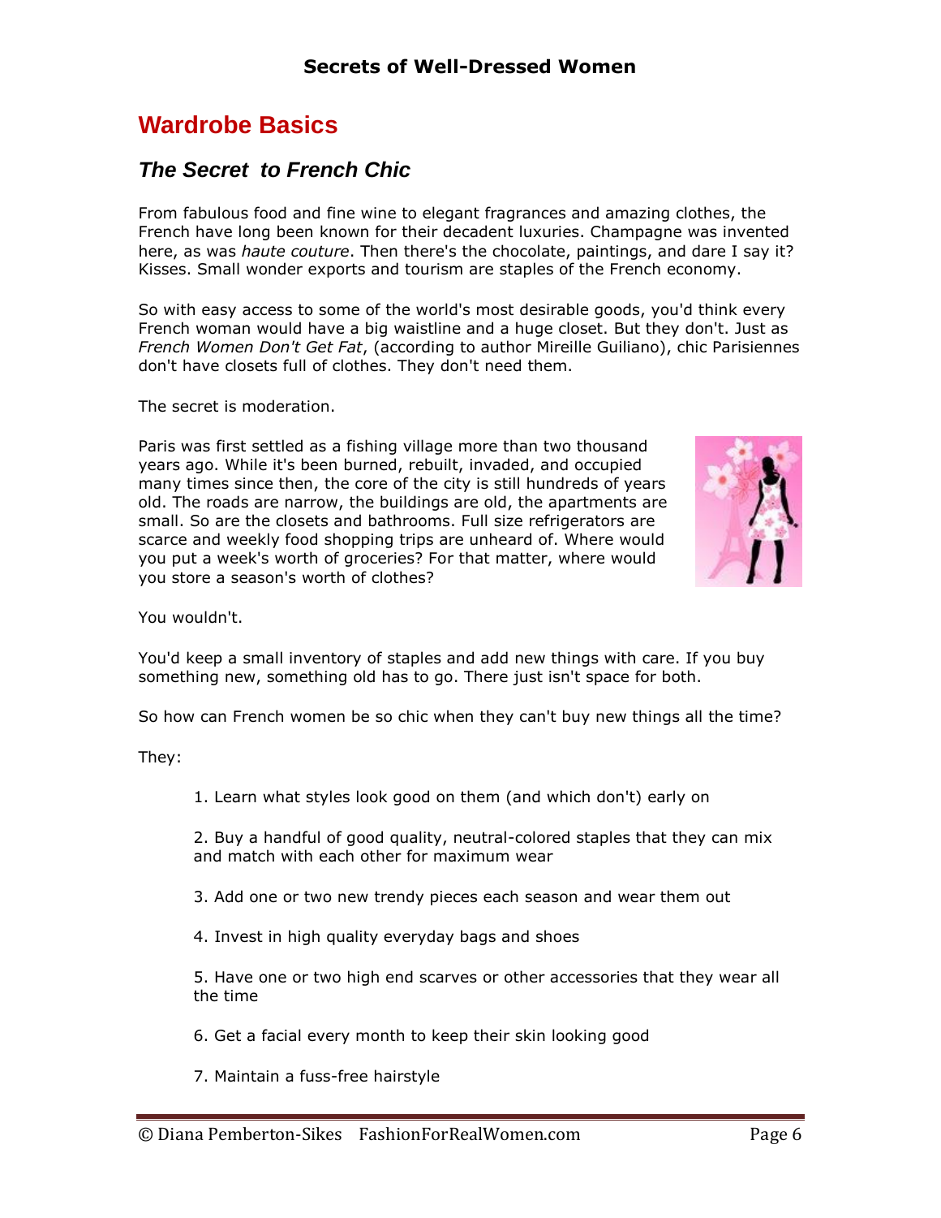## Wardrobe Basics

### *The Secret to French Chic*

From fabulous food and fine wine to elegant fragrances and amazing clothes, the French have long been known for their decadent luxuries. Champagne was invented here, as was *haute couture*. Then there's the chocolate, paintings, and dare I say it? Kisses. Small wonder exports and tourism are staples of the French economy.

So with easy access to some of the world's most desirable goods, you'd think every French woman would have a big waistline and a huge closet. But they don't. Just as *French Women Don't Get Fat*, (according to author Mireille Guiliano), chic Parisiennes don't have closets full of clothes. They don't need them.

The secret is moderation.

Paris was first settled as a fishing village more than two thousand years ago. While it's been burned, rebuilt, invaded, and occupied many times since then, the core of the city is still hundreds of years old. The roads are narrow, the buildings are old, the apartments are small. So are the closets and bathrooms. Full size refrigerators are scarce and weekly food shopping trips are unheard of. Where would you put a week's worth of groceries? For that matter, where would you store a season's worth of clothes?

You wouldn't.

You'd keep a small inventory of staples and add new things with care. If you buy something new, something old has to go. There just isn't space for both.

So how can French women be so chic when they can't buy new things all the time?

They:

1. Learn what styles look good on them (and which don't) early on
2. Buy a handful of good quality, neutral-colored staples that they can mix and match with each other for maximum wear
3. Add one or two new trendy pieces each season and wear them out
4. Invest in high quality everyday bags and shoes
5. Have one or two high end scarves or other accessories that they wear all the time
6. Get a facial every month to keep their skin looking good
7. Maintain a fuss-free hairstyle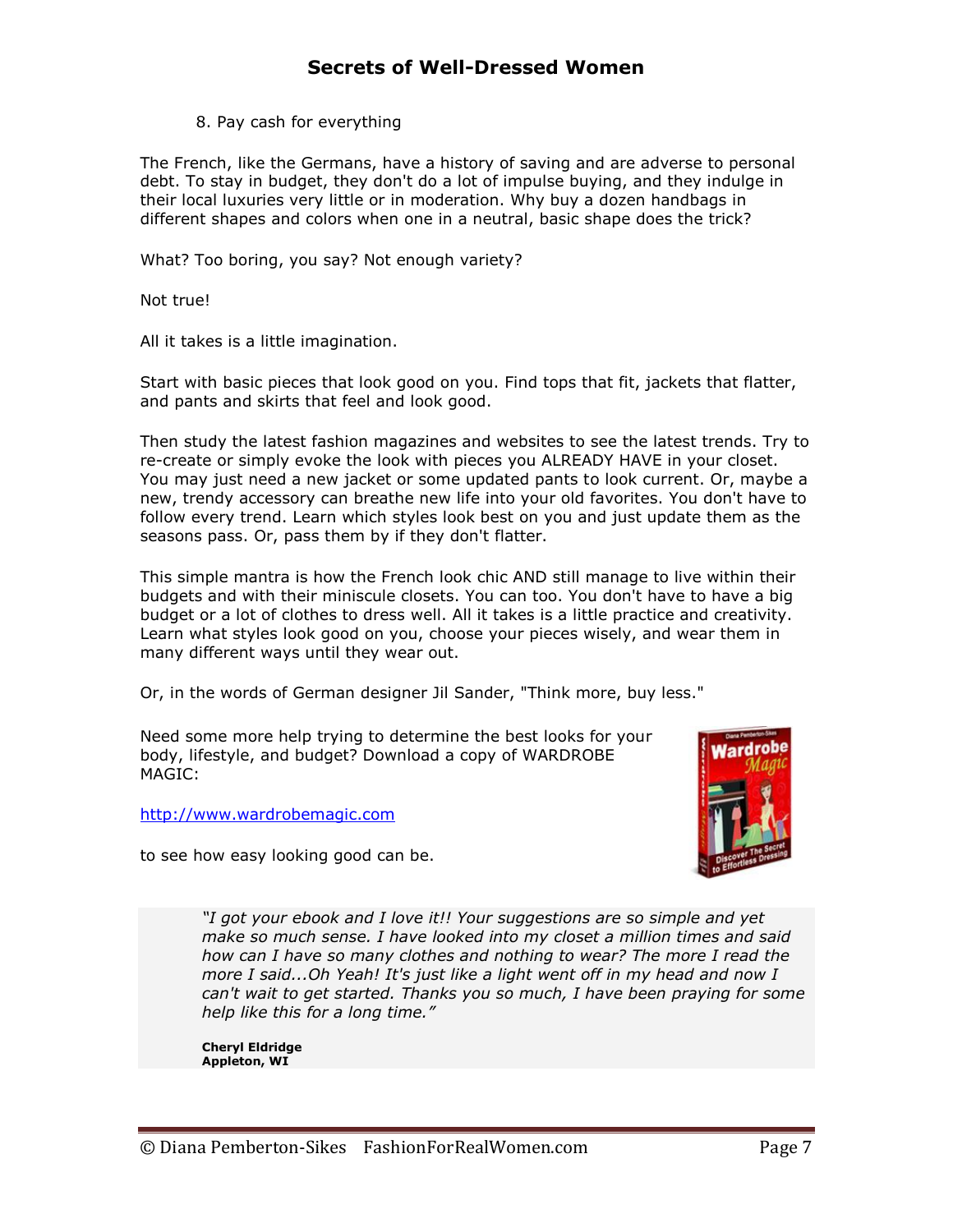8. Pay cash for everything

The French, like the Germans, have a history of saving and are adverse to personal debt. To stay in budget, they don't do a lot of impulse buying, and they indulge in their local luxuries very little or in moderation. Why buy a dozen handbags in different shapes and colors when one in a neutral, basic shape does the trick?

What? Too boring, you say? Not enough variety?

Not true!

All it takes is a little imagination.

Start with basic pieces that look good on you. Find tops that fit, jackets that flatter, and pants and skirts that feel and look good.

Then study the latest fashion magazines and websites to see the latest trends. Try to re-create or simply evoke the look with pieces you ALREADY HAVE in your closet. You may just need a new jacket or some updated pants to look current. Or, maybe a new, trendy accessory can breathe new life into your old favorites. You don't have to follow every trend. Learn which styles look best on you and just update them as the seasons pass. Or, pass them by if they don't flatter.

This simple mantra is how the French look chic AND still manage to live within their budgets and with their miniscule closets. You can too. You don't have to have a big budget or a lot of clothes to dress well. All it takes is a little practice and creativity. Learn what styles look good on you, choose your pieces wisely, and wear them in many different ways until they wear out.

Or, in the words of German designer Jil Sander, "Think more, buy less."

Need some more help trying to determine the best looks for your body, lifestyle, and budget? Download a copy of WARDROBE MAGIC:

[http://www.wardrobemagic.com](http://www.wardrobemagic.com)

to see how easy looking good can be.

> *"I got your ebook and I love it!! Your suggestions are so simple and yet make so much sense. I have looked into my closet a million times and said how can I have so many clothes and nothing to wear? The more I read the more I said...Oh Yeah! It's just like a light went off in my head and now I can't wait to get started. Thanks you so much, I have been praying for some help like this for a long time."*
>
> **Cheryl Eldridge**
> **Appleton, WI**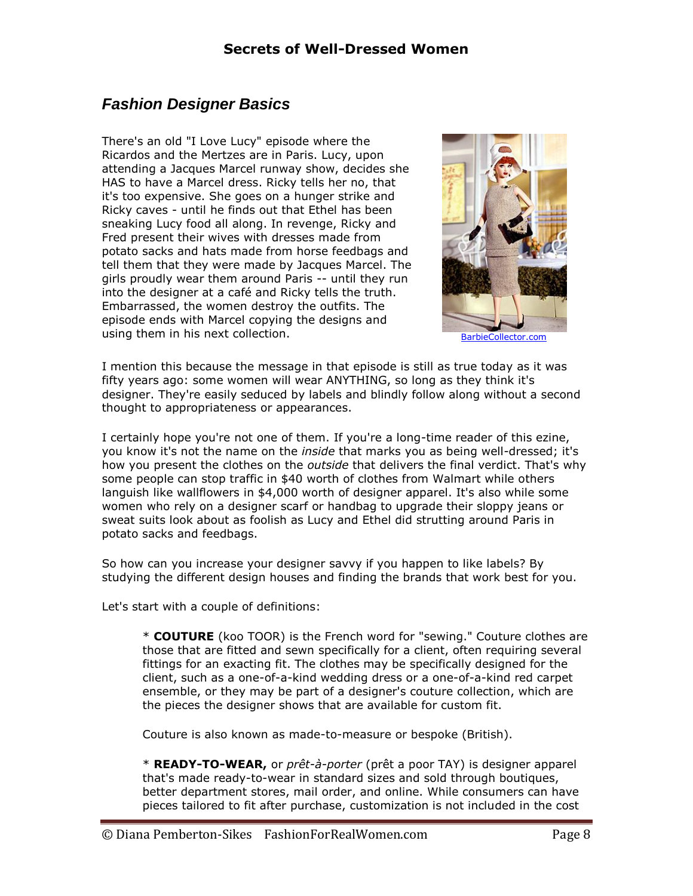## Fashion Designer Basics

There's an old "I Love Lucy" episode where the Ricardos and the Mertzes are in Paris. Lucy, upon attending a Jacques Marcel runway show, decides she HAS to have a Marcel dress. Ricky tells her no, that it's too expensive. She goes on a hunger strike and Ricky caves - until he finds out that Ethel has been sneaking Lucy food all along. In revenge, Ricky and Fred present their wives with dresses made from potato sacks and hats made from horse feedbags and tell them that they were made by Jacques Marcel. The girls proudly wear them around Paris -- until they run into the designer at a café and Ricky tells the truth. Embarrassed, the women destroy the outfits. The episode ends with Marcel copying the designs and using them in his next collection.

BarbieCollector.com

I mention this because the message in that episode is still as true today as it was fifty years ago: some women will wear ANYTHING, so long as they think it's designer. They're easily seduced by labels and blindly follow along without a second thought to appropriateness or appearances.

I certainly hope you're not one of them. If you're a long-time reader of this ezine, you know it's not the name on the *inside* that marks you as being well-dressed; it's how you present the clothes on the *outside* that delivers the final verdict. That's why some people can stop traffic in $40 worth of clothes from Walmart while others languish like wallflowers in $4,000 worth of designer apparel. It's also while some women who rely on a designer scarf or handbag to upgrade their sloppy jeans or sweat suits look about as foolish as Lucy and Ethel did strutting around Paris in potato sacks and feedbags.

So how can you increase your designer savvy if you happen to like labels? By studying the different design houses and finding the brands that work best for you.

Let's start with a couple of definitions:

> * **COUTURE** (koo TOOR) is the French word for "sewing." Couture clothes are those that are fitted and sewn specifically for a client, often requiring several fittings for an exacting fit. The clothes may be specifically designed for the client, such as a one-of-a-kind wedding dress or a one-of-a-kind red carpet ensemble, or they may be part of a designer's couture collection, which are the pieces the designer shows that are available for custom fit.
>
> Couture is also known as made-to-measure or bespoke (British).
>
> * **READY-TO-WEAR,** or *prêt-à-porter* (prêt a poor TAY) is designer apparel that's made ready-to-wear in standard sizes and sold through boutiques, better department stores, mail order, and online. While consumers can have pieces tailored to fit after purchase, customization is not included in the cost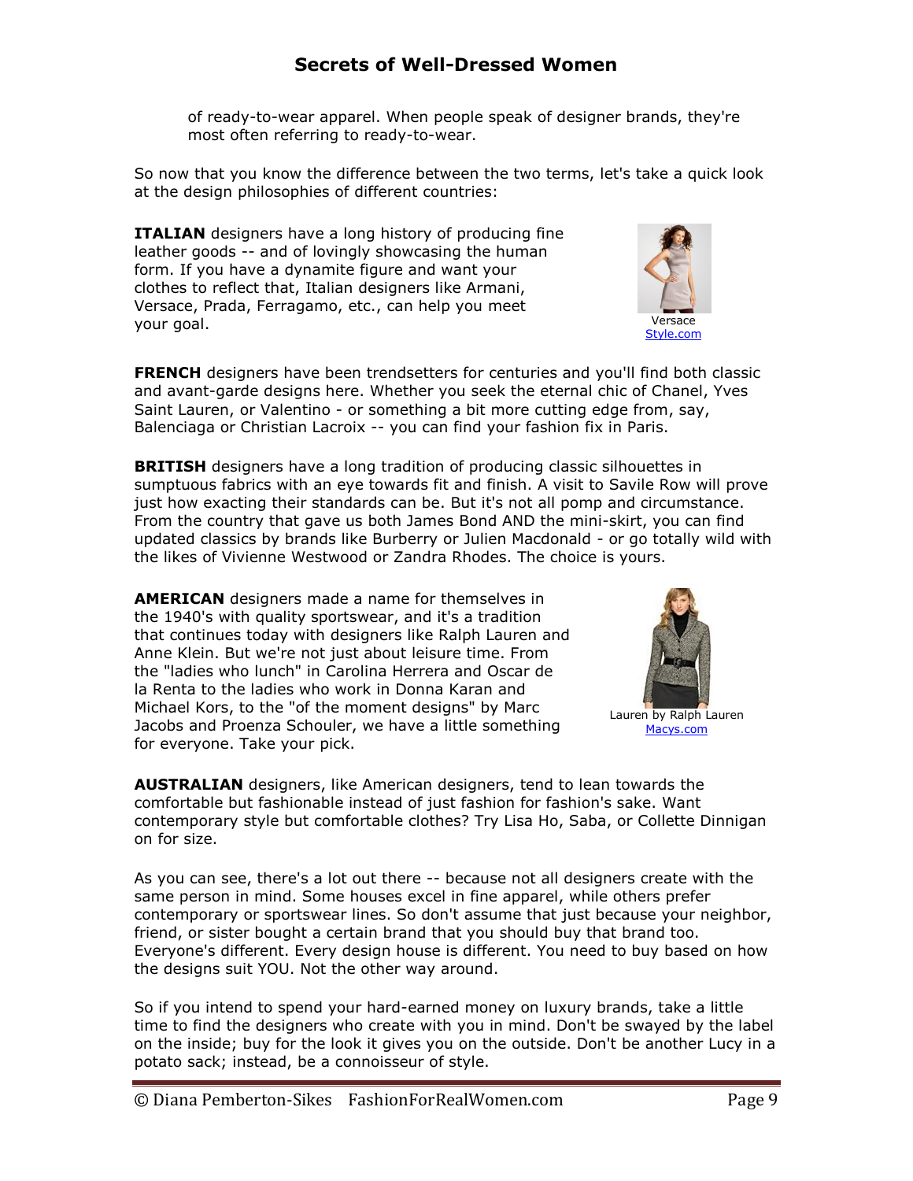of ready-to-wear apparel. When people speak of designer brands, they're most often referring to ready-to-wear.

So now that you know the difference between the two terms, let's take a quick look at the design philosophies of different countries:

**ITALIAN** designers have a long history of producing fine leather goods -- and of lovingly showcasing the human form. If you have a dynamite figure and want your clothes to reflect that, Italian designers like Armani, Versace, Prada, Ferragamo, etc., can help you meet your goal.

Versace
Style.com

**FRENCH** designers have been trendsetters for centuries and you'll find both classic and avant-garde designs here. Whether you seek the eternal chic of Chanel, Yves Saint Lauren, or Valentino - or something a bit more cutting edge from, say, Balenciaga or Christian Lacroix -- you can find your fashion fix in Paris.

**BRITISH** designers have a long tradition of producing classic silhouettes in sumptuous fabrics with an eye towards fit and finish. A visit to Savile Row will prove just how exacting their standards can be. But it's not all pomp and circumstance. From the country that gave us both James Bond AND the mini-skirt, you can find updated classics by brands like Burberry or Julien Macdonald - or go totally wild with the likes of Vivienne Westwood or Zandra Rhodes. The choice is yours.

**AMERICAN** designers made a name for themselves in the 1940's with quality sportswear, and it's a tradition that continues today with designers like Ralph Lauren and Anne Klein. But we're not just about leisure time. From the "ladies who lunch" in Carolina Herrera and Oscar de la Renta to the ladies who work in Donna Karan and Michael Kors, to the "of the moment designs" by Marc Jacobs and Proenza Schouler, we have a little something for everyone. Take your pick.

Lauren by Ralph Lauren
Macys.com

**AUSTRALIAN** designers, like American designers, tend to lean towards the comfortable but fashionable instead of just fashion for fashion's sake. Want contemporary style but comfortable clothes? Try Lisa Ho, Saba, or Collette Dinnigan on for size.

As you can see, there's a lot out there -- because not all designers create with the same person in mind. Some houses excel in fine apparel, while others prefer contemporary or sportswear lines. So don't assume that just because your neighbor, friend, or sister bought a certain brand that you should buy that brand too. Everyone's different. Every design house is different. You need to buy based on how the designs suit YOU. Not the other way around.

So if you intend to spend your hard-earned money on luxury brands, take a little time to find the designers who create with you in mind. Don't be swayed by the label on the inside; buy for the look it gives you on the outside. Don't be another Lucy in a potato sack; instead, be a connoisseur of style.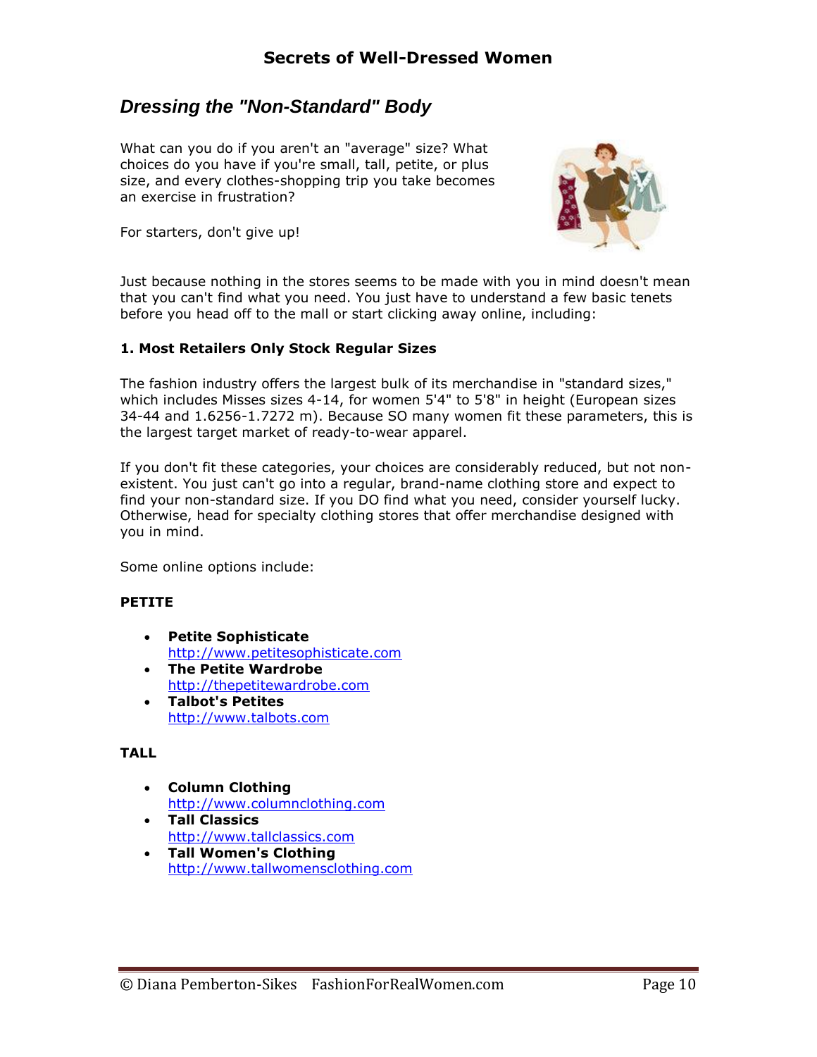## *Dressing the "Non-Standard" Body*

What can you do if you aren't an "average" size? What choices do you have if you're small, tall, petite, or plus size, and every clothes-shopping trip you take becomes an exercise in frustration?

For starters, don't give up!

Just because nothing in the stores seems to be made with you in mind doesn't mean that you can't find what you need. You just have to understand a few basic tenets before you head off to the mall or start clicking away online, including:

**1. Most Retailers Only Stock Regular Sizes**

The fashion industry offers the largest bulk of its merchandise in "standard sizes," which includes Misses sizes 4-14, for women 5'4" to 5'8" in height (European sizes 34-44 and 1.6256-1.7272 m). Because SO many women fit these parameters, this is the largest target market of ready-to-wear apparel.

If you don't fit these categories, your choices are considerably reduced, but not non-existent. You just can't go into a regular, brand-name clothing store and expect to find your non-standard size. If you DO find what you need, consider yourself lucky. Otherwise, head for specialty clothing stores that offer merchandise designed with you in mind.

Some online options include:

**PETITE**

- **Petite Sophisticate**
  http://www.petitesophisticate.com
- **The Petite Wardrobe**
  http://thepetitewardrobe.com
- **Talbot's Petites**
  http://www.talbots.com

**TALL**

- **Column Clothing**
  http://www.columnclothing.com
- **Tall Classics**
  http://www.tallclassics.com
- **Tall Women's Clothing**
  http://www.tallwomensclothing.com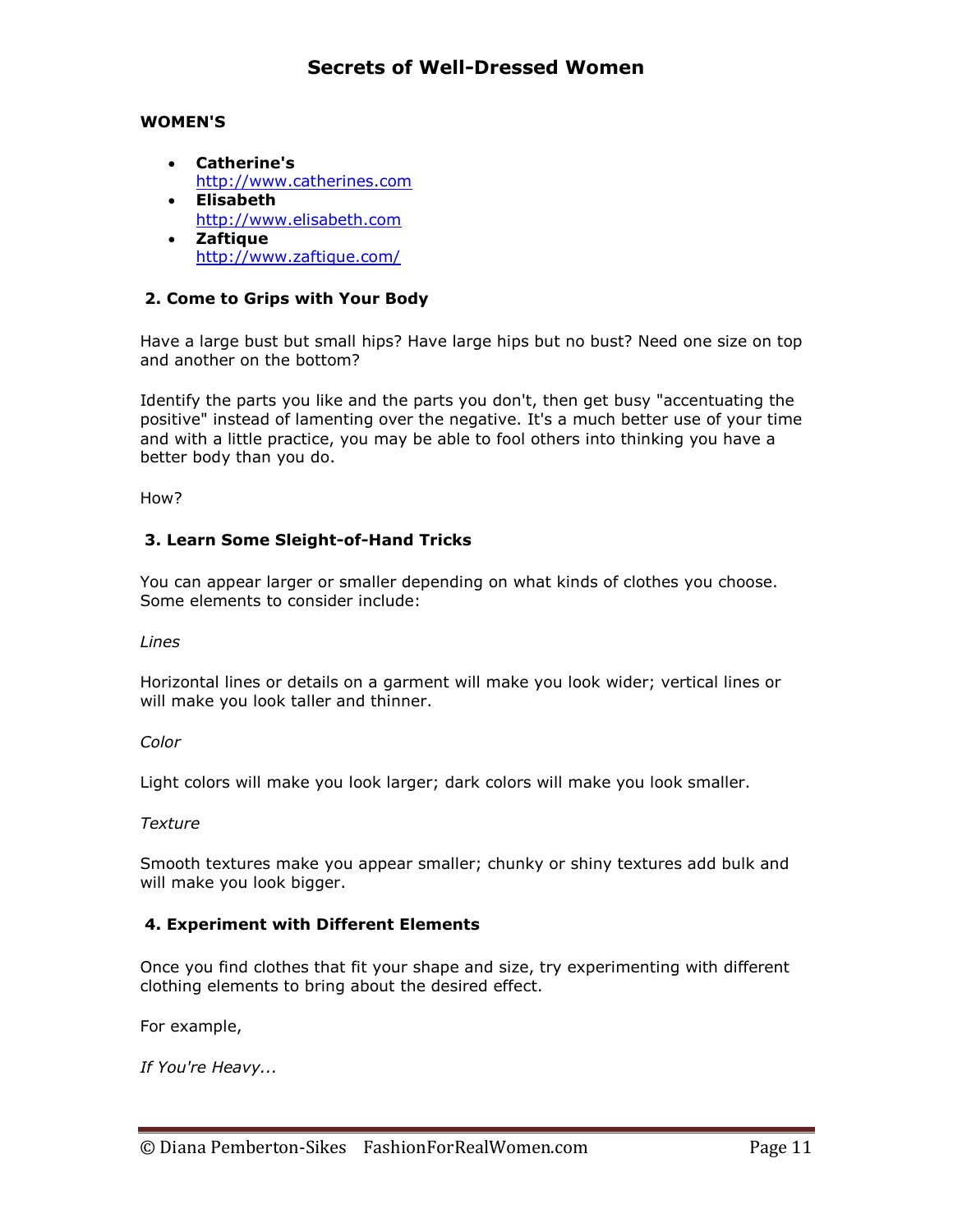**WOMEN'S**

- **Catherine's**
  http://www.catherines.com
- **Elisabeth**
  http://www.elisabeth.com
- **Zaftique**
  http://www.zaftique.com/

### 2. Come to Grips with Your Body

Have a large bust but small hips? Have large hips but no bust? Need one size on top and another on the bottom?

Identify the parts you like and the parts you don't, then get busy "accentuating the positive" instead of lamenting over the negative. It's a much better use of your time and with a little practice, you may be able to fool others into thinking you have a better body than you do.

How?

### 3. Learn Some Sleight-of-Hand Tricks

You can appear larger or smaller depending on what kinds of clothes you choose. Some elements to consider include:

*Lines*

Horizontal lines or details on a garment will make you look wider; vertical lines or will make you look taller and thinner.

*Color*

Light colors will make you look larger; dark colors will make you look smaller.

*Texture*

Smooth textures make you appear smaller; chunky or shiny textures add bulk and will make you look bigger.

### 4. Experiment with Different Elements

Once you find clothes that fit your shape and size, try experimenting with different clothing elements to bring about the desired effect.

For example,

*If You're Heavy...*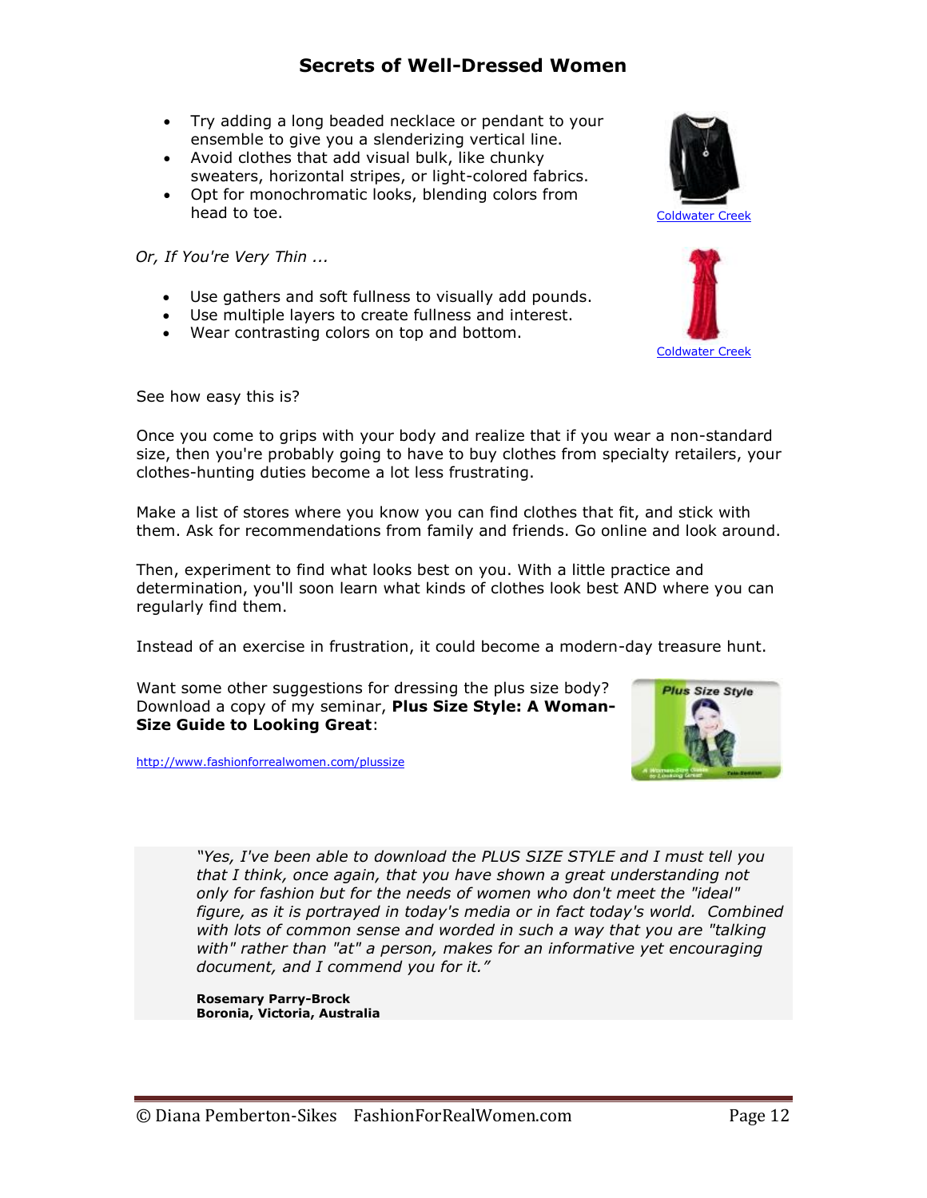- Try adding a long beaded necklace or pendant to your ensemble to give you a slenderizing vertical line.
- Avoid clothes that add visual bulk, like chunky sweaters, horizontal stripes, or light-colored fabrics.
- Opt for monochromatic looks, blending colors from head to toe.

Coldwater Creek

*Or, If You're Very Thin ...*

- Use gathers and soft fullness to visually add pounds.
- Use multiple layers to create fullness and interest.
- Wear contrasting colors on top and bottom.

Coldwater Creek

See how easy this is?

Once you come to grips with your body and realize that if you wear a non-standard size, then you're probably going to have to buy clothes from specialty retailers, your clothes-hunting duties become a lot less frustrating.

Make a list of stores where you know you can find clothes that fit, and stick with them. Ask for recommendations from family and friends. Go online and look around.

Then, experiment to find what looks best on you. With a little practice and determination, you'll soon learn what kinds of clothes look best AND where you can regularly find them.

Instead of an exercise in frustration, it could become a modern-day treasure hunt.

Want some other suggestions for dressing the plus size body? Download a copy of my seminar, **Plus Size Style: A Woman-Size Guide to Looking Great**:

http://www.fashionforrealwomen.com/plussize

> *"Yes, I've been able to download the PLUS SIZE STYLE and I must tell you that I think, once again, that you have shown a great understanding not only for fashion but for the needs of women who don't meet the "ideal" figure, as it is portrayed in today's media or in fact today's world. Combined with lots of common sense and worded in such a way that you are "talking with" rather than "at" a person, makes for an informative yet encouraging document, and I commend you for it."*
>
> **Rosemary Parry-Brock**
> **Boronia, Victoria, Australia**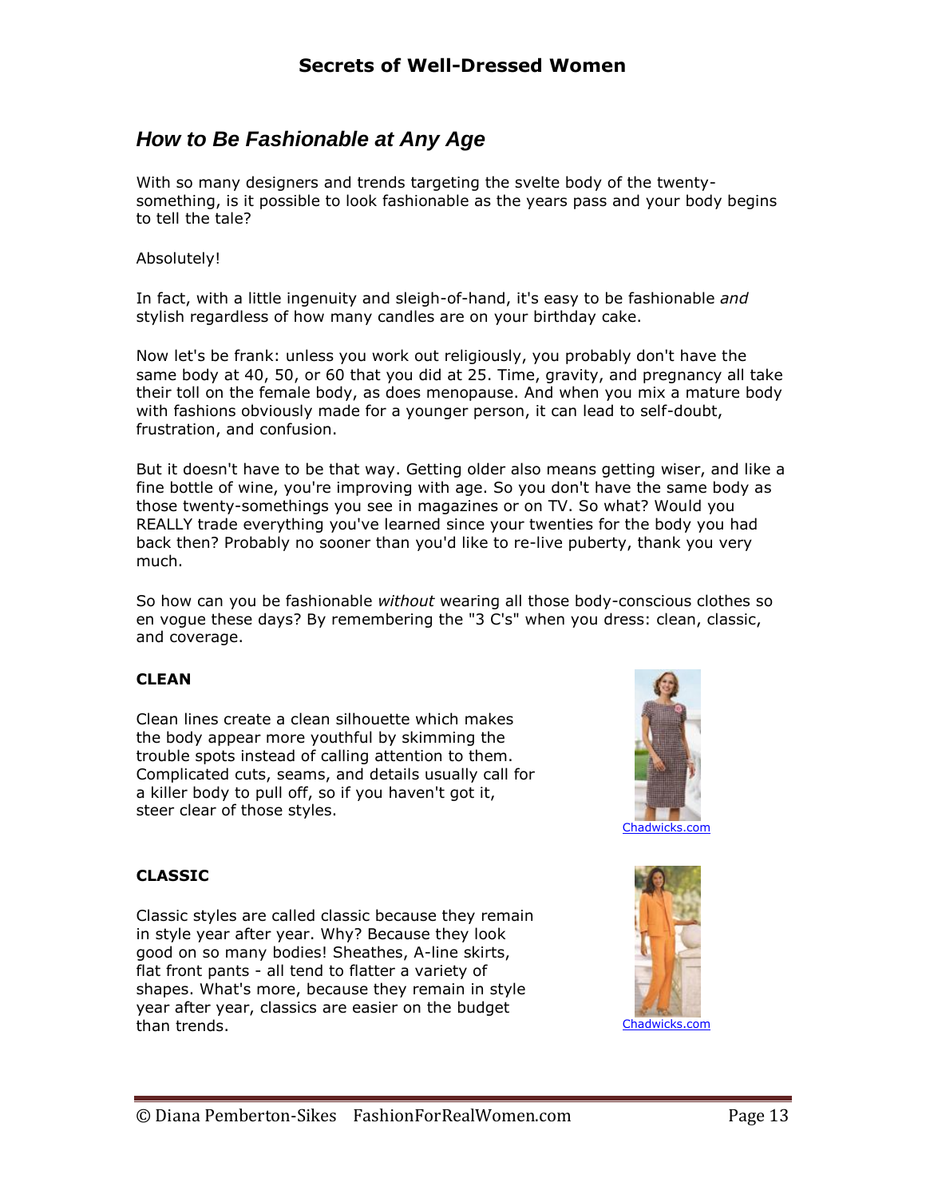## How to Be Fashionable at Any Age

With so many designers and trends targeting the svelte body of the twenty-something, is it possible to look fashionable as the years pass and your body begins to tell the tale?

Absolutely!

In fact, with a little ingenuity and sleigh-of-hand, it's easy to be fashionable *and* stylish regardless of how many candles are on your birthday cake.

Now let's be frank: unless you work out religiously, you probably don't have the same body at 40, 50, or 60 that you did at 25. Time, gravity, and pregnancy all take their toll on the female body, as does menopause. And when you mix a mature body with fashions obviously made for a younger person, it can lead to self-doubt, frustration, and confusion.

But it doesn't have to be that way. Getting older also means getting wiser, and like a fine bottle of wine, you're improving with age. So you don't have the same body as those twenty-somethings you see in magazines or on TV. So what? Would you REALLY trade everything you've learned since your twenties for the body you had back then? Probably no sooner than you'd like to re-live puberty, thank you very much.

So how can you be fashionable *without* wearing all those body-conscious clothes so en vogue these days? By remembering the "3 C's" when you dress: clean, classic, and coverage.

**CLEAN**

Clean lines create a clean silhouette which makes the body appear more youthful by skimming the trouble spots instead of calling attention to them. Complicated cuts, seams, and details usually call for a killer body to pull off, so if you haven't got it, steer clear of those styles.

Chadwicks.com

**CLASSIC**

Classic styles are called classic because they remain in style year after year. Why? Because they look good on so many bodies! Sheathes, A-line skirts, flat front pants - all tend to flatter a variety of shapes. What's more, because they remain in style year after year, classics are easier on the budget than trends.

Chadwicks.com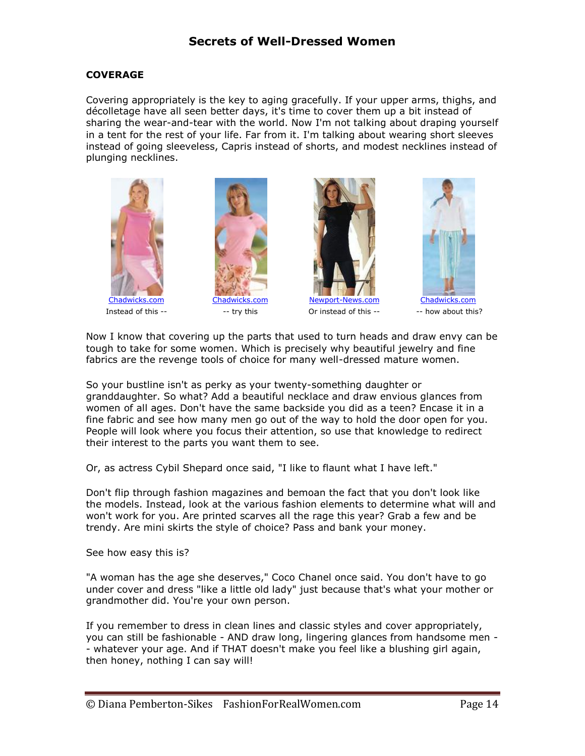## COVERAGE

Covering appropriately is the key to aging gracefully. If your upper arms, thighs, and décolletage have all seen better days, it's time to cover them up a bit instead of sharing the wear-and-tear with the world. Now I'm not talking about draping yourself in a tent for the rest of your life. Far from it. I'm talking about wearing short sleeves instead of going sleeveless, Capris instead of shorts, and modest necklines instead of plunging necklines.

| Chadwicks.com | Chadwicks.com | Newport-News.com | Chadwicks.com |
|---|---|---|---|
| Instead of this -- | -- try this | Or instead of this -- | -- how about this? |

Now I know that covering up the parts that used to turn heads and draw envy can be tough to take for some women. Which is precisely why beautiful jewelry and fine fabrics are the revenge tools of choice for many well-dressed mature women.

So your bustline isn't as perky as your twenty-something daughter or granddaughter. So what? Add a beautiful necklace and draw envious glances from women of all ages. Don't have the same backside you did as a teen? Encase it in a fine fabric and see how many men go out of the way to hold the door open for you. People will look where you focus their attention, so use that knowledge to redirect their interest to the parts you want them to see.

Or, as actress Cybil Shepard once said, "I like to flaunt what I have left."

Don't flip through fashion magazines and bemoan the fact that you don't look like the models. Instead, look at the various fashion elements to determine what will and won't work for you. Are printed scarves all the rage this year? Grab a few and be trendy. Are mini skirts the style of choice? Pass and bank your money.

See how easy this is?

"A woman has the age she deserves," Coco Chanel once said. You don't have to go under cover and dress "like a little old lady" just because that's what your mother or grandmother did. You're your own person.

If you remember to dress in clean lines and classic styles and cover appropriately, you can still be fashionable - AND draw long, lingering glances from handsome men -- whatever your age. And if THAT doesn't make you feel like a blushing girl again, then honey, nothing I can say will!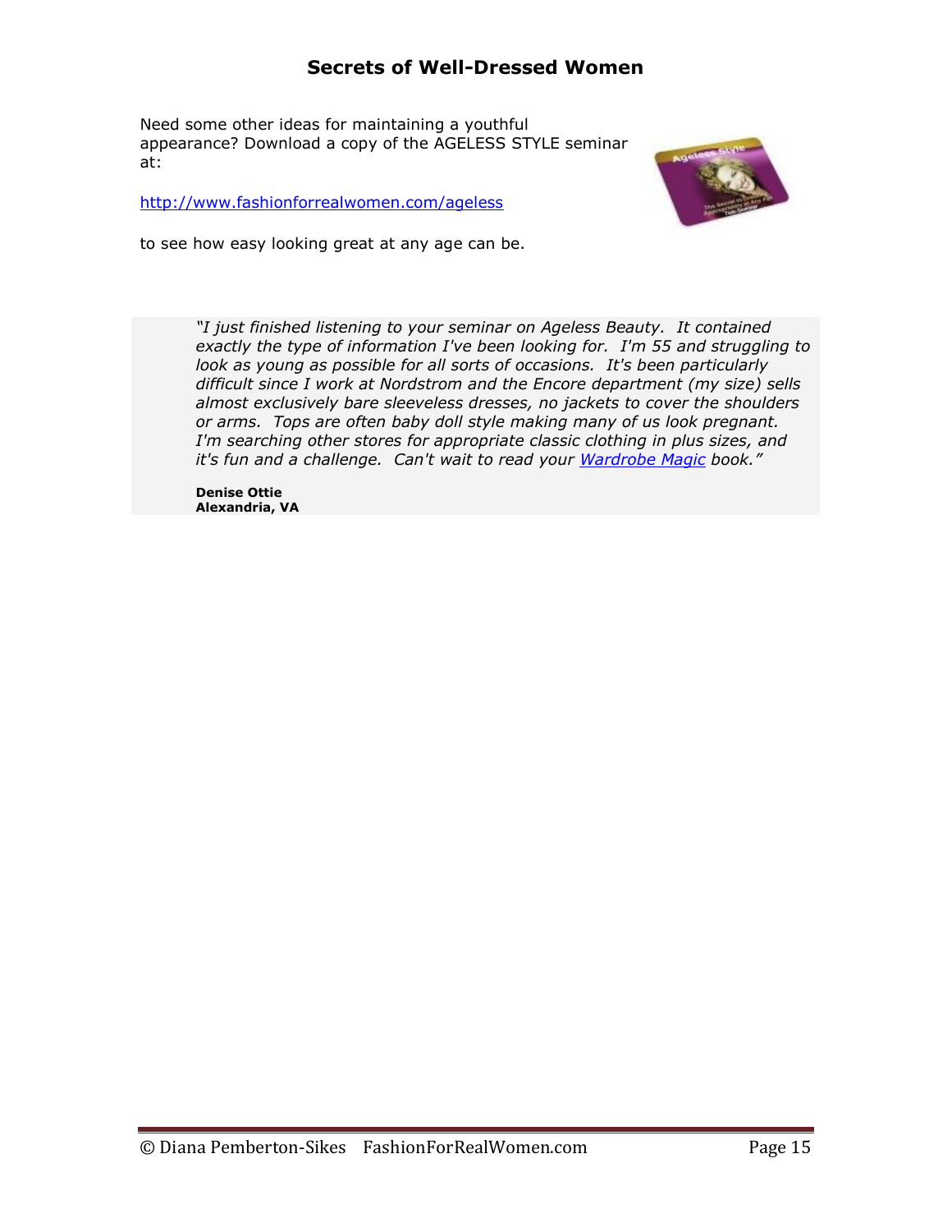Need some other ideas for maintaining a youthful appearance? Download a copy of the AGELESS STYLE seminar at:

[http://www.fashionforrealwomen.com/ageless](http://www.fashionforrealwomen.com/ageless)

to see how easy looking great at any age can be.

> *"I just finished listening to your seminar on Ageless Beauty. It contained exactly the type of information I've been looking for. I'm 55 and struggling to look as young as possible for all sorts of occasions. It's been particularly difficult since I work at Nordstrom and the Encore department (my size) sells almost exclusively bare sleeveless dresses, no jackets to cover the shoulders or arms. Tops are often baby doll style making many of us look pregnant. I'm searching other stores for appropriate classic clothing in plus sizes, and it's fun and a challenge. Can't wait to read your [Wardrobe Magic]() book."*
>
> **Denise Ottie**
> **Alexandria, VA**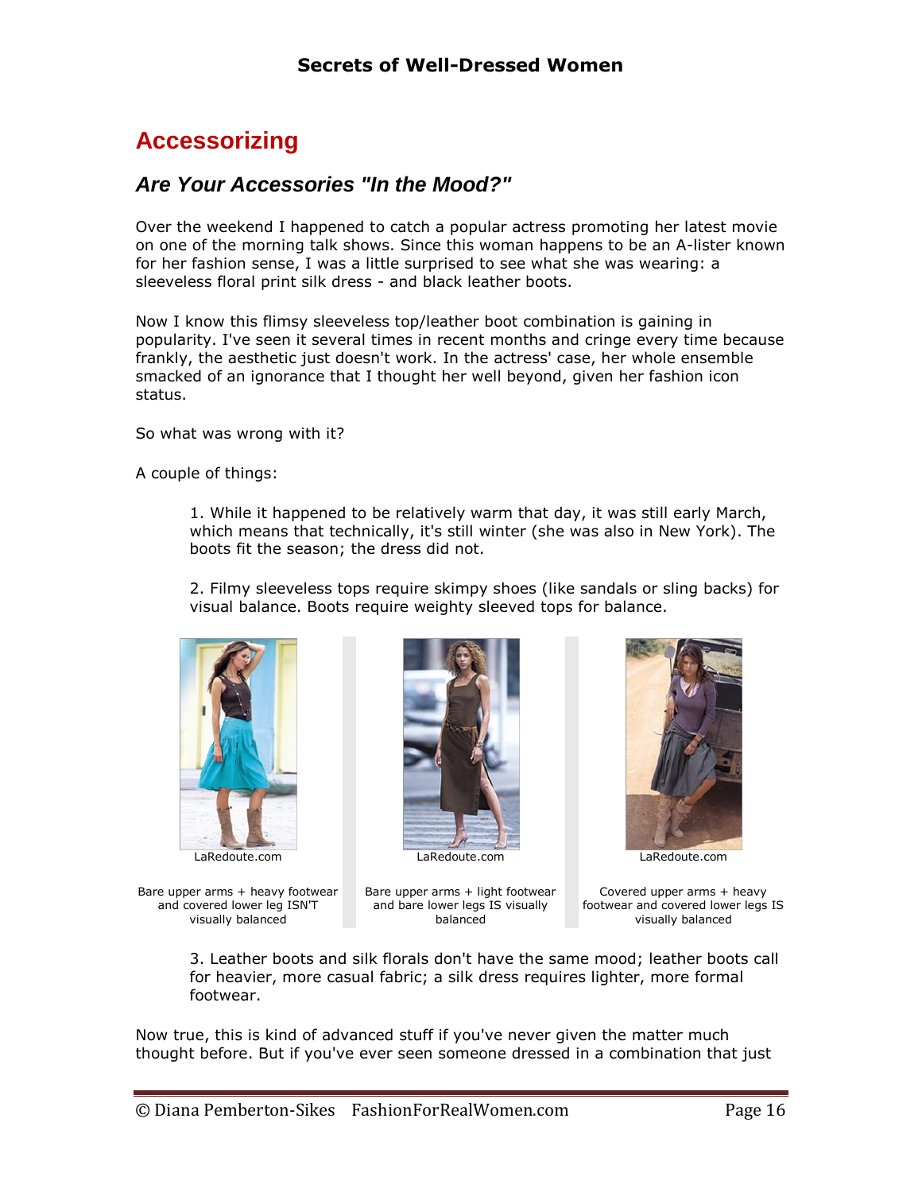## Accessorizing

### *Are Your Accessories "In the Mood?"*

Over the weekend I happened to catch a popular actress promoting her latest movie on one of the morning talk shows. Since this woman happens to be an A-lister known for her fashion sense, I was a little surprised to see what she was wearing: a sleeveless floral print silk dress - and black leather boots.

Now I know this flimsy sleeveless top/leather boot combination is gaining in popularity. I've seen it several times in recent months and cringe every time because frankly, the aesthetic just doesn't work. In the actress' case, her whole ensemble smacked of an ignorance that I thought her well beyond, given her fashion icon status.

So what was wrong with it?

A couple of things:

1. While it happened to be relatively warm that day, it was still early March, which means that technically, it's still winter (she was also in New York). The boots fit the season; the dress did not.

2. Filmy sleeveless tops require skimpy shoes (like sandals or sling backs) for visual balance. Boots require weighty sleeved tops for balance.

LaRedoute.com

Bare upper arms + heavy footwear and covered lower leg ISN'T visually balanced

LaRedoute.com

Bare upper arms + light footwear and bare lower legs IS visually balanced

LaRedoute.com

Covered upper arms + heavy footwear and covered lower legs IS visually balanced

3. Leather boots and silk florals don't have the same mood; leather boots call for heavier, more casual fabric; a silk dress requires lighter, more formal footwear.

Now true, this is kind of advanced stuff if you've never given the matter much thought before. But if you've ever seen someone dressed in a combination that just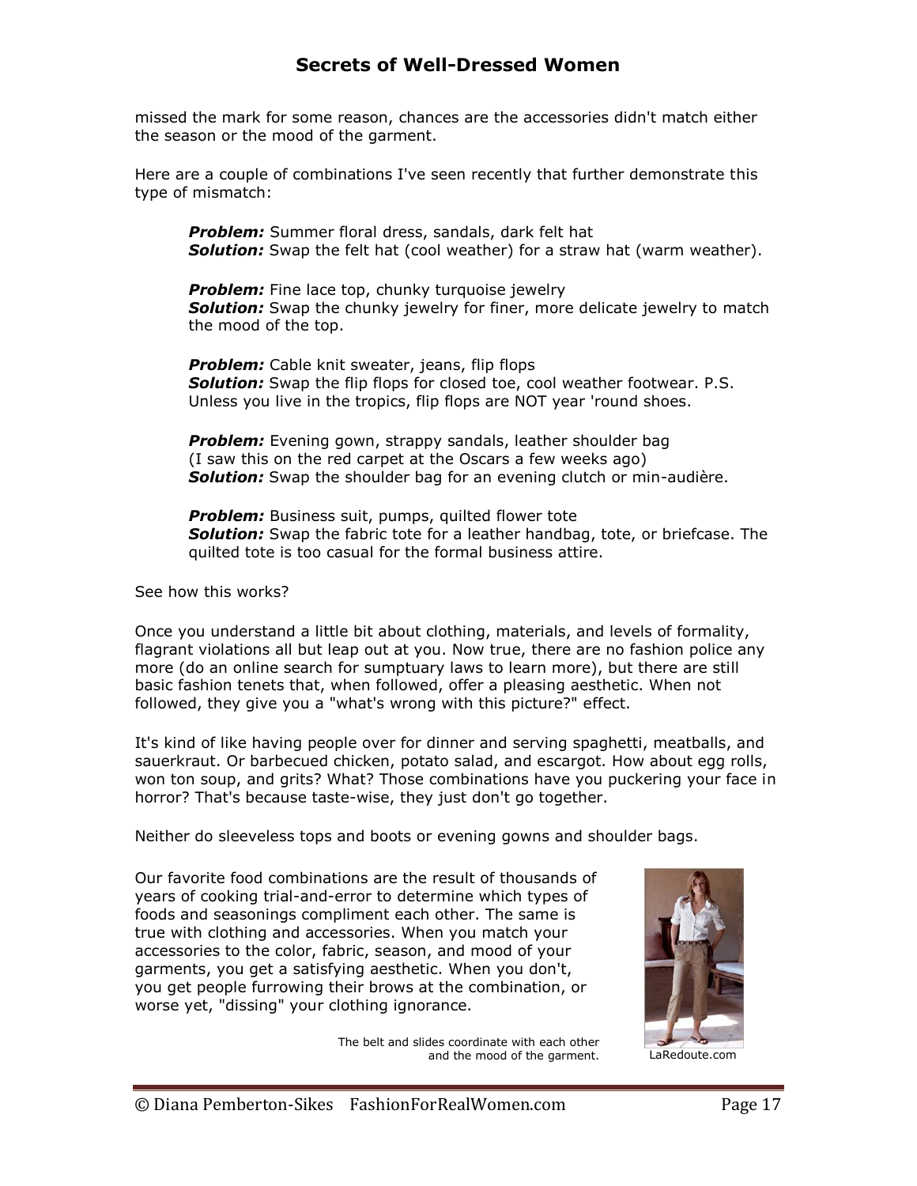missed the mark for some reason, chances are the accessories didn't match either the season or the mood of the garment.

Here are a couple of combinations I've seen recently that further demonstrate this type of mismatch:

> ***Problem:*** Summer floral dress, sandals, dark felt hat
> ***Solution:*** Swap the felt hat (cool weather) for a straw hat (warm weather).
>
> ***Problem:*** Fine lace top, chunky turquoise jewelry
> ***Solution:*** Swap the chunky jewelry for finer, more delicate jewelry to match the mood of the top.
>
> ***Problem:*** Cable knit sweater, jeans, flip flops
> ***Solution:*** Swap the flip flops for closed toe, cool weather footwear. P.S. Unless you live in the tropics, flip flops are NOT year 'round shoes.
>
> ***Problem:*** Evening gown, strappy sandals, leather shoulder bag
> (I saw this on the red carpet at the Oscars a few weeks ago)
> ***Solution:*** Swap the shoulder bag for an evening clutch or min-audière.
>
> ***Problem:*** Business suit, pumps, quilted flower tote
> ***Solution:*** Swap the fabric tote for a leather handbag, tote, or briefcase. The quilted tote is too casual for the formal business attire.

See how this works?

Once you understand a little bit about clothing, materials, and levels of formality, flagrant violations all but leap out at you. Now true, there are no fashion police any more (do an online search for sumptuary laws to learn more), but there are still basic fashion tenets that, when followed, offer a pleasing aesthetic. When not followed, they give you a "what's wrong with this picture?" effect.

It's kind of like having people over for dinner and serving spaghetti, meatballs, and sauerkraut. Or barbecued chicken, potato salad, and escargot. How about egg rolls, won ton soup, and grits? What? Those combinations have you puckering your face in horror? That's because taste-wise, they just don't go together.

Neither do sleeveless tops and boots or evening gowns and shoulder bags.

Our favorite food combinations are the result of thousands of years of cooking trial-and-error to determine which types of foods and seasonings compliment each other. The same is true with clothing and accessories. When you match your accessories to the color, fabric, season, and mood of your garments, you get a satisfying aesthetic. When you don't, you get people furrowing their brows at the combination, or worse yet, "dissing" your clothing ignorance.

The belt and slides coordinate with each other and the mood of the garment.

LaRedoute.com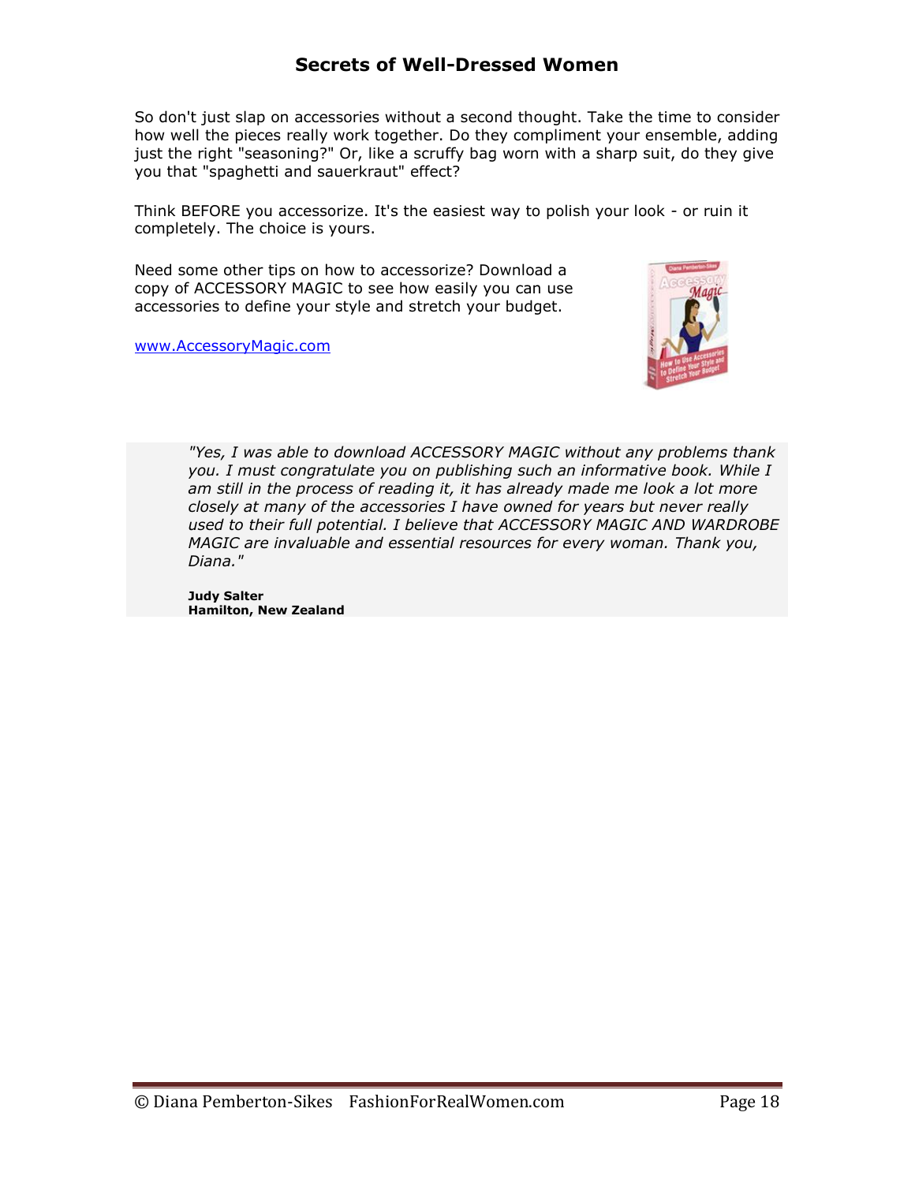So don't just slap on accessories without a second thought. Take the time to consider how well the pieces really work together. Do they compliment your ensemble, adding just the right "seasoning?" Or, like a scruffy bag worn with a sharp suit, do they give you that "spaghetti and sauerkraut" effect?

Think BEFORE you accessorize. It's the easiest way to polish your look - or ruin it completely. The choice is yours.

Need some other tips on how to accessorize? Download a copy of ACCESSORY MAGIC to see how easily you can use accessories to define your style and stretch your budget.

www.AccessoryMagic.com

> *"Yes, I was able to download ACCESSORY MAGIC without any problems thank you. I must congratulate you on publishing such an informative book. While I am still in the process of reading it, it has already made me look a lot more closely at many of the accessories I have owned for years but never really used to their full potential. I believe that ACCESSORY MAGIC AND WARDROBE MAGIC are invaluable and essential resources for every woman. Thank you, Diana."*
>
> **Judy Salter**
> **Hamilton, New Zealand**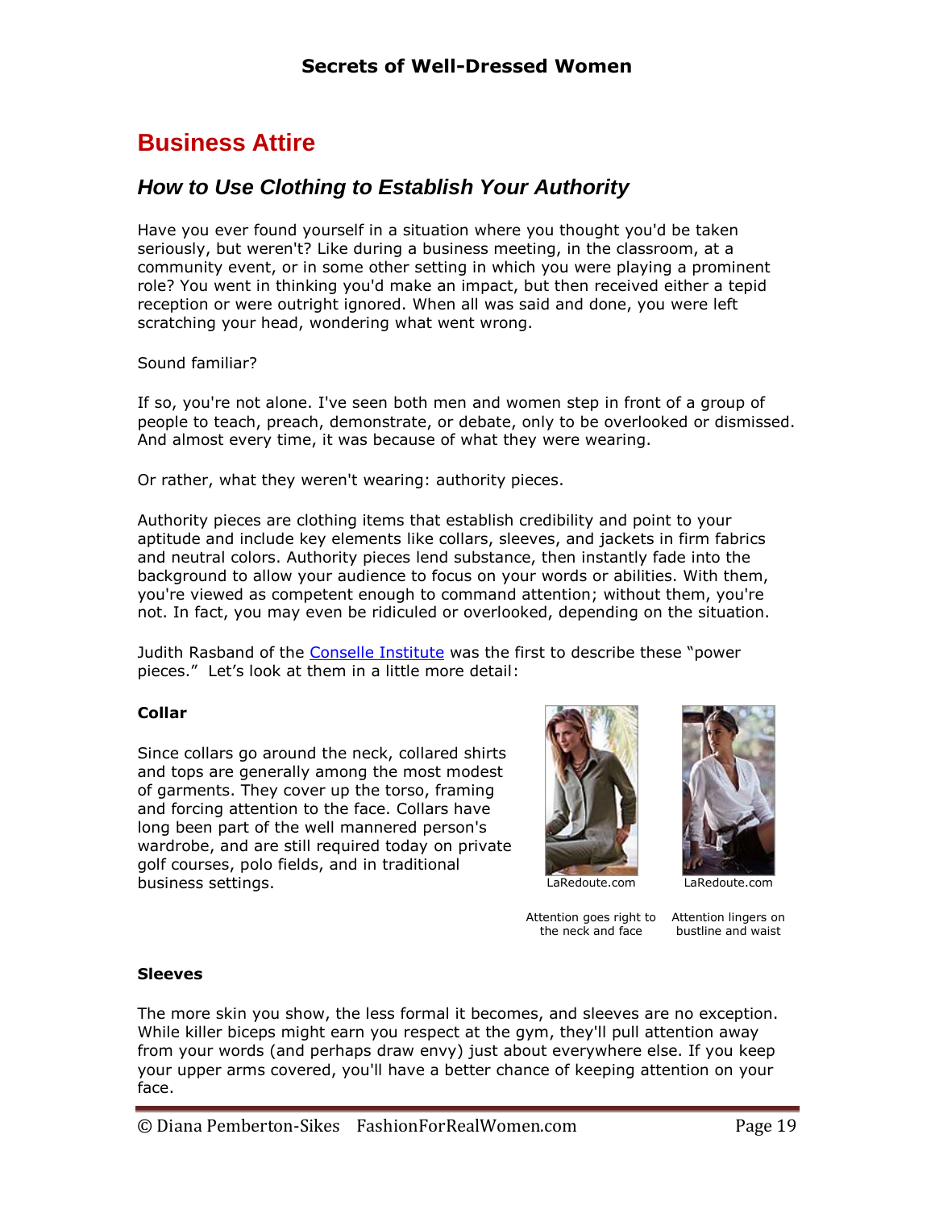# Business Attire

## *How to Use Clothing to Establish Your Authority*

Have you ever found yourself in a situation where you thought you'd be taken seriously, but weren't? Like during a business meeting, in the classroom, at a community event, or in some other setting in which you were playing a prominent role? You went in thinking you'd make an impact, but then received either a tepid reception or were outright ignored. When all was said and done, you were left scratching your head, wondering what went wrong.

Sound familiar?

If so, you're not alone. I've seen both men and women step in front of a group of people to teach, preach, demonstrate, or debate, only to be overlooked or dismissed. And almost every time, it was because of what they were wearing.

Or rather, what they weren't wearing: authority pieces.

Authority pieces are clothing items that establish credibility and point to your aptitude and include key elements like collars, sleeves, and jackets in firm fabrics and neutral colors. Authority pieces lend substance, then instantly fade into the background to allow your audience to focus on your words or abilities. With them, you're viewed as competent enough to command attention; without them, you're not. In fact, you may even be ridiculed or overlooked, depending on the situation.

Judith Rasband of the Conselle Institute was the first to describe these "power pieces." Let's look at them in a little more detail:

**Collar**

Since collars go around the neck, collared shirts and tops are generally among the most modest of garments. They cover up the torso, framing and forcing attention to the face. Collars have long been part of the well mannered person's wardrobe, and are still required today on private golf courses, polo fields, and in traditional business settings.

LaRedoute.com

Attention goes right to the neck and face

LaRedoute.com

Attention lingers on bustline and waist

**Sleeves**

The more skin you show, the less formal it becomes, and sleeves are no exception. While killer biceps might earn you respect at the gym, they'll pull attention away from your words (and perhaps draw envy) just about everywhere else. If you keep your upper arms covered, you'll have a better chance of keeping attention on your face.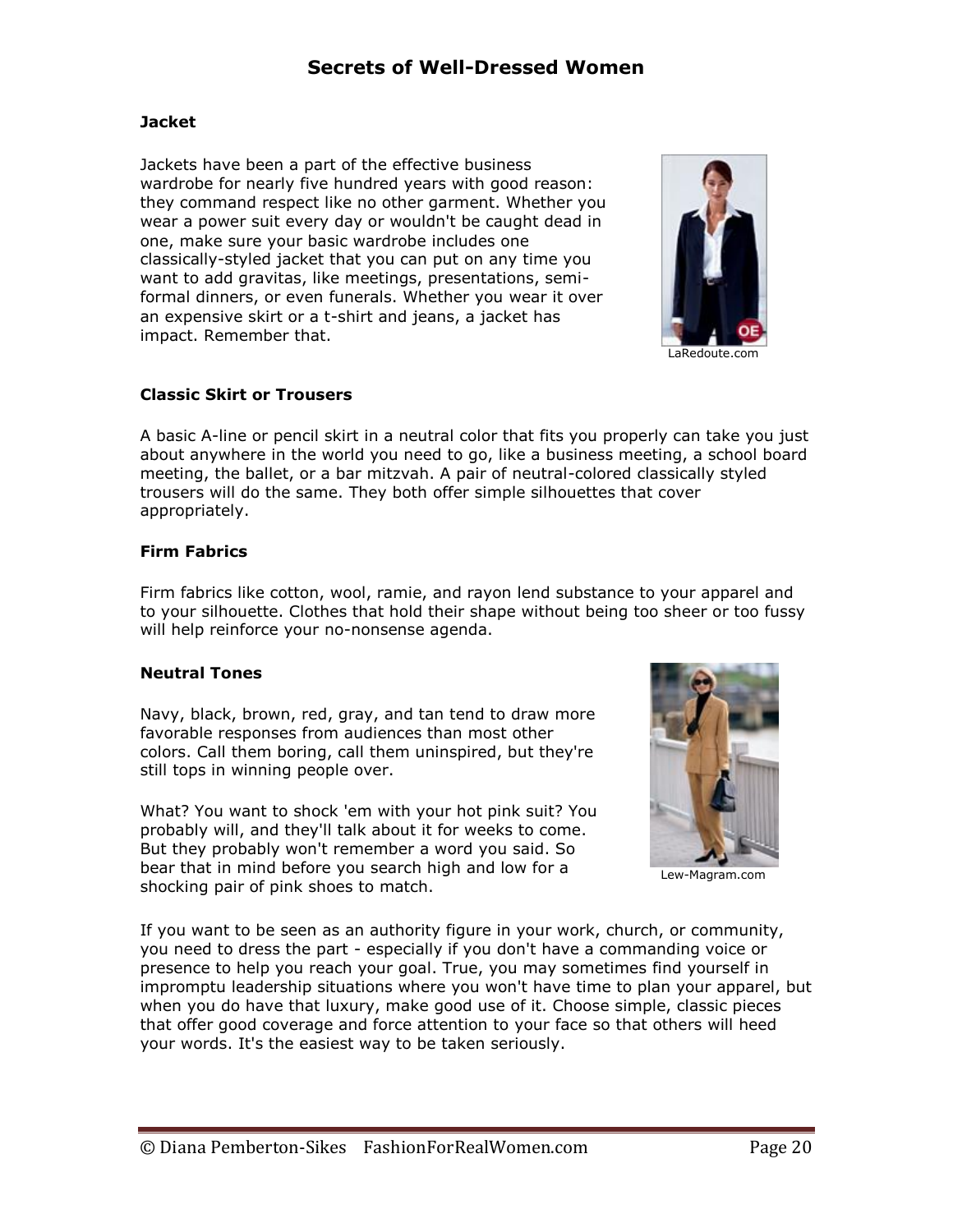### Jacket

Jackets have been a part of the effective business wardrobe for nearly five hundred years with good reason: they command respect like no other garment. Whether you wear a power suit every day or wouldn't be caught dead in one, make sure your basic wardrobe includes one classically-styled jacket that you can put on any time you want to add gravitas, like meetings, presentations, semi-formal dinners, or even funerals. Whether you wear it over an expensive skirt or a t-shirt and jeans, a jacket has impact. Remember that.

LaRedoute.com

### Classic Skirt or Trousers

A basic A-line or pencil skirt in a neutral color that fits you properly can take you just about anywhere in the world you need to go, like a business meeting, a school board meeting, the ballet, or a bar mitzvah. A pair of neutral-colored classically styled trousers will do the same. They both offer simple silhouettes that cover appropriately.

### Firm Fabrics

Firm fabrics like cotton, wool, ramie, and rayon lend substance to your apparel and to your silhouette. Clothes that hold their shape without being too sheer or too fussy will help reinforce your no-nonsense agenda.

### Neutral Tones

Navy, black, brown, red, gray, and tan tend to draw more favorable responses from audiences than most other colors. Call them boring, call them uninspired, but they're still tops in winning people over.

What? You want to shock 'em with your hot pink suit? You probably will, and they'll talk about it for weeks to come. But they probably won't remember a word you said. So bear that in mind before you search high and low for a shocking pair of pink shoes to match.

Lew-Magram.com

If you want to be seen as an authority figure in your work, church, or community, you need to dress the part - especially if you don't have a commanding voice or presence to help you reach your goal. True, you may sometimes find yourself in impromptu leadership situations where you won't have time to plan your apparel, but when you do have that luxury, make good use of it. Choose simple, classic pieces that offer good coverage and force attention to your face so that others will heed your words. It's the easiest way to be taken seriously.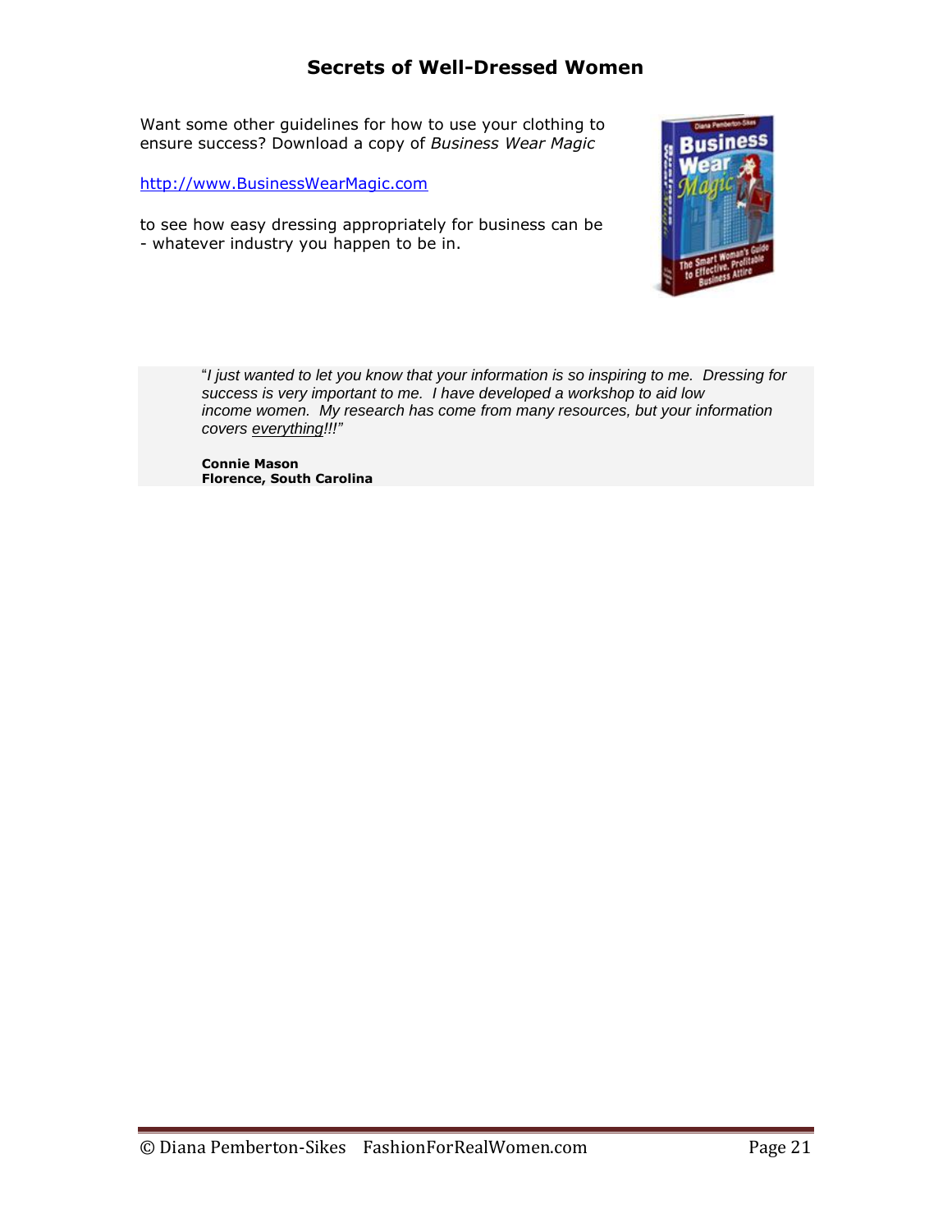Want some other guidelines for how to use your clothing to ensure success? Download a copy of *Business Wear Magic*

http://www.BusinessWearMagic.com

to see how easy dressing appropriately for business can be - whatever industry you happen to be in.

> "*I just wanted to let you know that your information is so inspiring to me. Dressing for success is very important to me. I have developed a workshop to aid low income women. My research has come from many resources, but your information covers everything!!!*"
>
> **Connie Mason**
> **Florence, South Carolina**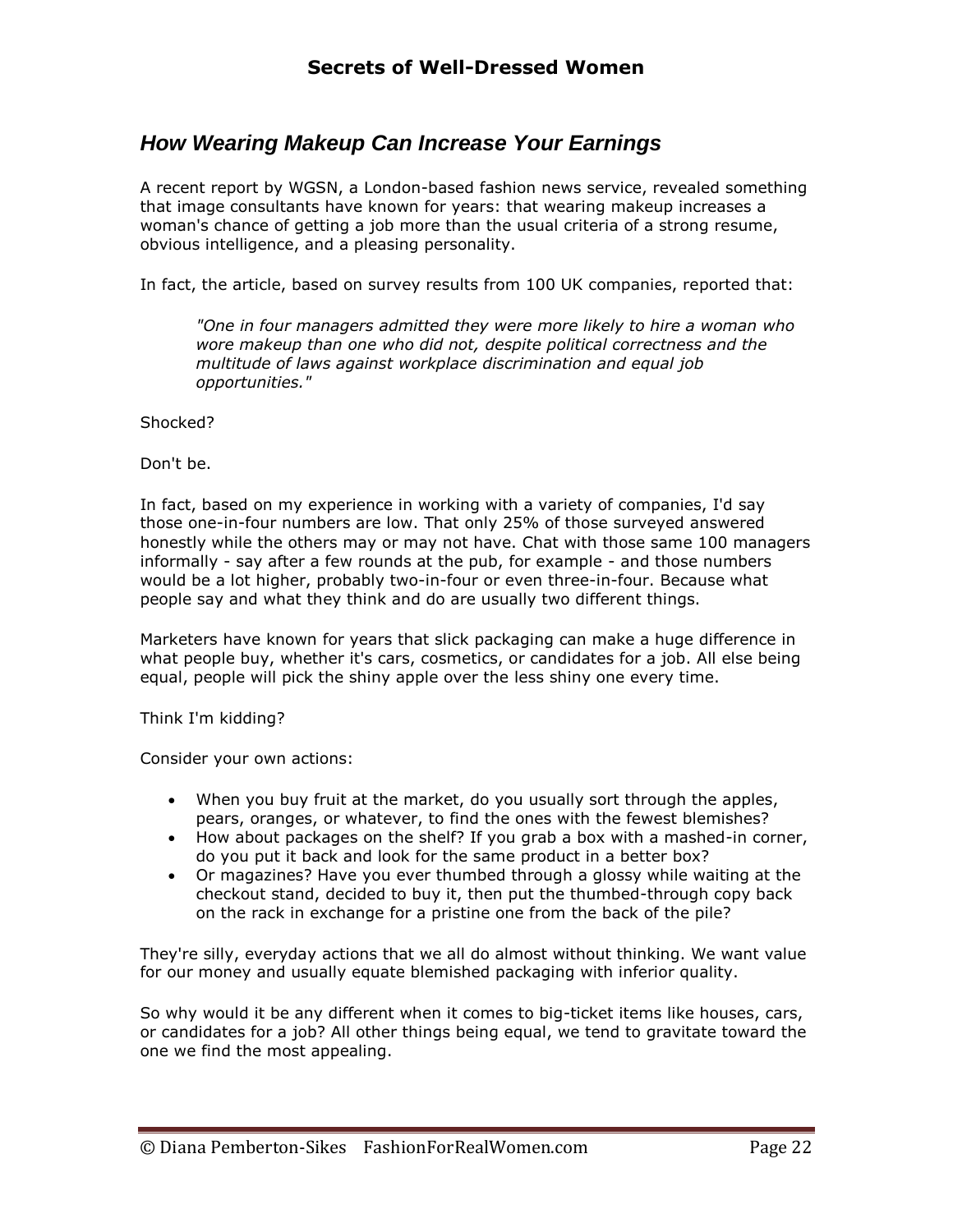## *How Wearing Makeup Can Increase Your Earnings*

A recent report by WGSN, a London-based fashion news service, revealed something that image consultants have known for years: that wearing makeup increases a woman's chance of getting a job more than the usual criteria of a strong resume, obvious intelligence, and a pleasing personality.

In fact, the article, based on survey results from 100 UK companies, reported that:

> *"One in four managers admitted they were more likely to hire a woman who wore makeup than one who did not, despite political correctness and the multitude of laws against workplace discrimination and equal job opportunities."*

Shocked?

Don't be.

In fact, based on my experience in working with a variety of companies, I'd say those one-in-four numbers are low. That only 25% of those surveyed answered honestly while the others may or may not have. Chat with those same 100 managers informally - say after a few rounds at the pub, for example - and those numbers would be a lot higher, probably two-in-four or even three-in-four. Because what people say and what they think and do are usually two different things.

Marketers have known for years that slick packaging can make a huge difference in what people buy, whether it's cars, cosmetics, or candidates for a job. All else being equal, people will pick the shiny apple over the less shiny one every time.

Think I'm kidding?

Consider your own actions:

- When you buy fruit at the market, do you usually sort through the apples, pears, oranges, or whatever, to find the ones with the fewest blemishes?
- How about packages on the shelf? If you grab a box with a mashed-in corner, do you put it back and look for the same product in a better box?
- Or magazines? Have you ever thumbed through a glossy while waiting at the checkout stand, decided to buy it, then put the thumbed-through copy back on the rack in exchange for a pristine one from the back of the pile?

They're silly, everyday actions that we all do almost without thinking. We want value for our money and usually equate blemished packaging with inferior quality.

So why would it be any different when it comes to big-ticket items like houses, cars, or candidates for a job? All other things being equal, we tend to gravitate toward the one we find the most appealing.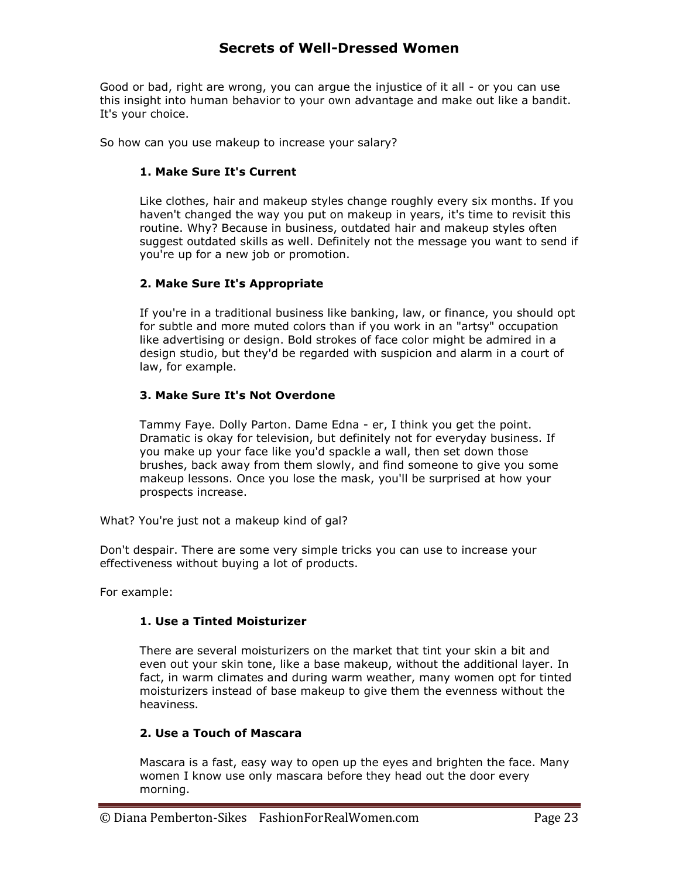Good or bad, right are wrong, you can argue the injustice of it all - or you can use this insight into human behavior to your own advantage and make out like a bandit. It's your choice.

So how can you use makeup to increase your salary?

**1. Make Sure It's Current**

Like clothes, hair and makeup styles change roughly every six months. If you haven't changed the way you put on makeup in years, it's time to revisit this routine. Why? Because in business, outdated hair and makeup styles often suggest outdated skills as well. Definitely not the message you want to send if you're up for a new job or promotion.

**2. Make Sure It's Appropriate**

If you're in a traditional business like banking, law, or finance, you should opt for subtle and more muted colors than if you work in an "artsy" occupation like advertising or design. Bold strokes of face color might be admired in a design studio, but they'd be regarded with suspicion and alarm in a court of law, for example.

**3. Make Sure It's Not Overdone**

Tammy Faye. Dolly Parton. Dame Edna - er, I think you get the point. Dramatic is okay for television, but definitely not for everyday business. If you make up your face like you'd spackle a wall, then set down those brushes, back away from them slowly, and find someone to give you some makeup lessons. Once you lose the mask, you'll be surprised at how your prospects increase.

What? You're just not a makeup kind of gal?

Don't despair. There are some very simple tricks you can use to increase your effectiveness without buying a lot of products.

For example:

**1. Use a Tinted Moisturizer**

There are several moisturizers on the market that tint your skin a bit and even out your skin tone, like a base makeup, without the additional layer. In fact, in warm climates and during warm weather, many women opt for tinted moisturizers instead of base makeup to give them the evenness without the heaviness.

**2. Use a Touch of Mascara**

Mascara is a fast, easy way to open up the eyes and brighten the face. Many women I know use only mascara before they head out the door every morning.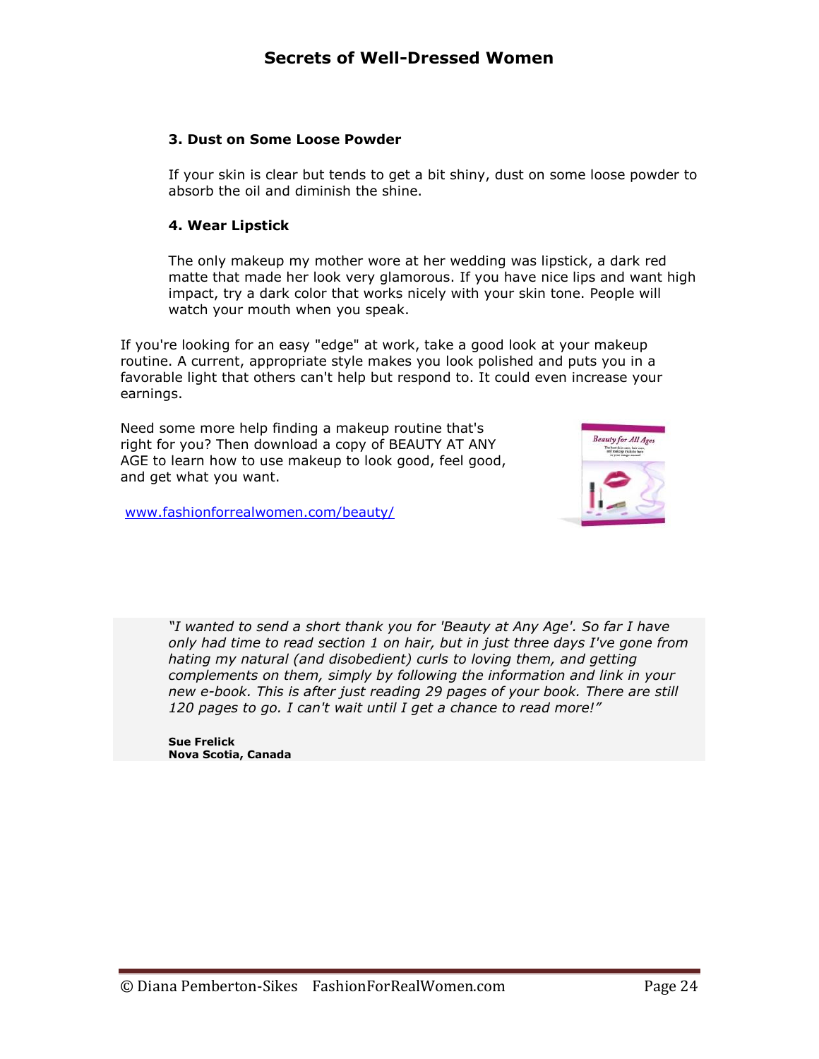### 3. Dust on Some Loose Powder

If your skin is clear but tends to get a bit shiny, dust on some loose powder to absorb the oil and diminish the shine.

### 4. Wear Lipstick

The only makeup my mother wore at her wedding was lipstick, a dark red matte that made her look very glamorous. If you have nice lips and want high impact, try a dark color that works nicely with your skin tone. People will watch your mouth when you speak.

If you're looking for an easy "edge" at work, take a good look at your makeup routine. A current, appropriate style makes you look polished and puts you in a favorable light that others can't help but respond to. It could even increase your earnings.

Need some more help finding a makeup routine that's right for you? Then download a copy of BEAUTY AT ANY AGE to learn how to use makeup to look good, feel good, and get what you want.

www.fashionforrealwomen.com/beauty/

*"I wanted to send a short thank you for 'Beauty at Any Age'. So far I have only had time to read section 1 on hair, but in just three days I've gone from hating my natural (and disobedient) curls to loving them, and getting complements on them, simply by following the information and link in your new e-book. This is after just reading 29 pages of your book. There are still 120 pages to go. I can't wait until I get a chance to read more!"*

**Sue Frelick**
**Nova Scotia, Canada**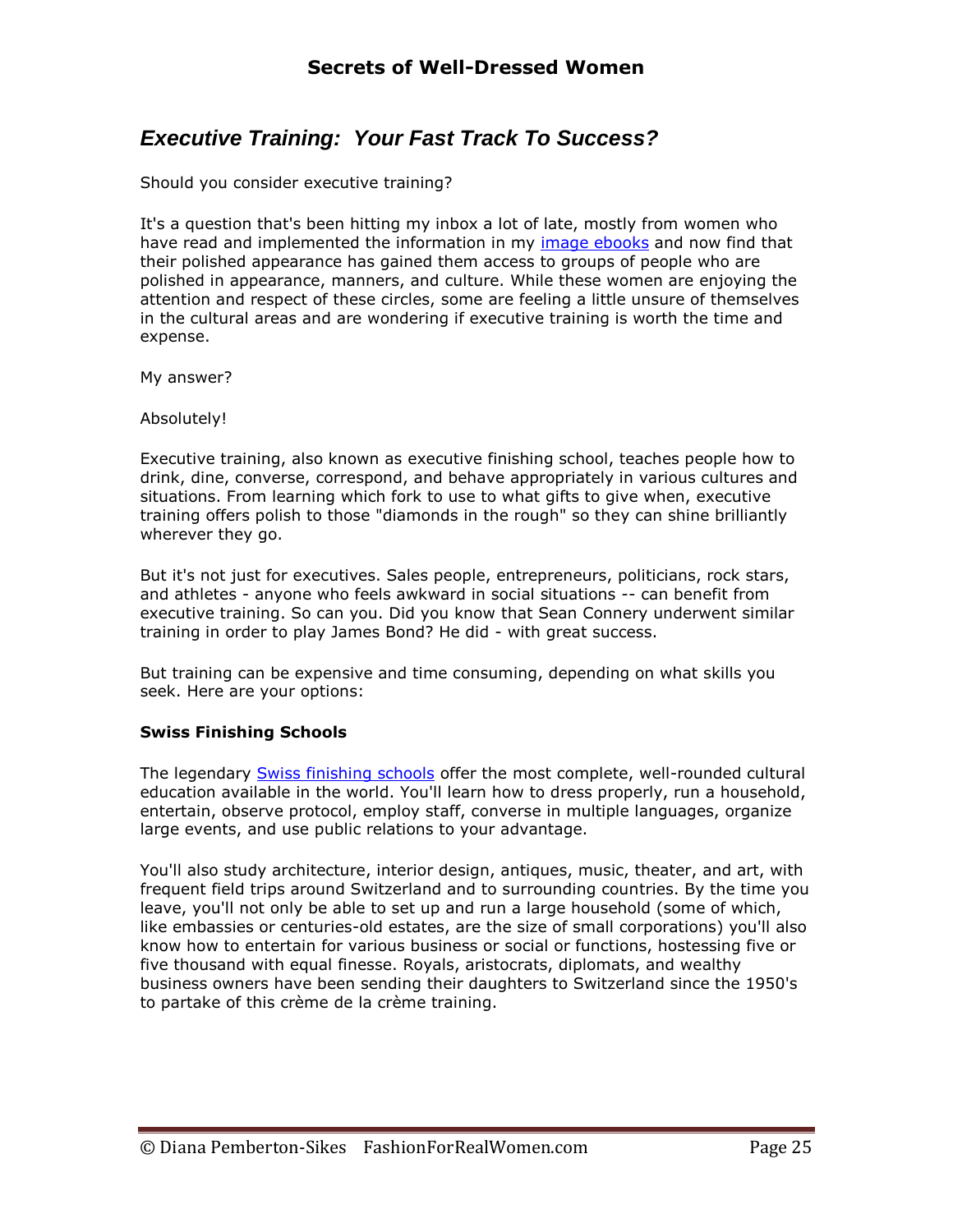## *Executive Training: Your Fast Track To Success?*

Should you consider executive training?

It's a question that's been hitting my inbox a lot of late, mostly from women who have read and implemented the information in my image ebooks and now find that their polished appearance has gained them access to groups of people who are polished in appearance, manners, and culture. While these women are enjoying the attention and respect of these circles, some are feeling a little unsure of themselves in the cultural areas and are wondering if executive training is worth the time and expense.

My answer?

Absolutely!

Executive training, also known as executive finishing school, teaches people how to drink, dine, converse, correspond, and behave appropriately in various cultures and situations. From learning which fork to use to what gifts to give when, executive training offers polish to those "diamonds in the rough" so they can shine brilliantly wherever they go.

But it's not just for executives. Sales people, entrepreneurs, politicians, rock stars, and athletes - anyone who feels awkward in social situations -- can benefit from executive training. So can you. Did you know that Sean Connery underwent similar training in order to play James Bond? He did - with great success.

But training can be expensive and time consuming, depending on what skills you seek. Here are your options:

**Swiss Finishing Schools**

The legendary Swiss finishing schools offer the most complete, well-rounded cultural education available in the world. You'll learn how to dress properly, run a household, entertain, observe protocol, employ staff, converse in multiple languages, organize large events, and use public relations to your advantage.

You'll also study architecture, interior design, antiques, music, theater, and art, with frequent field trips around Switzerland and to surrounding countries. By the time you leave, you'll not only be able to set up and run a large household (some of which, like embassies or centuries-old estates, are the size of small corporations) you'll also know how to entertain for various business or social or functions, hostessing five or five thousand with equal finesse. Royals, aristocrats, diplomats, and wealthy business owners have been sending their daughters to Switzerland since the 1950's to partake of this crème de la crème training.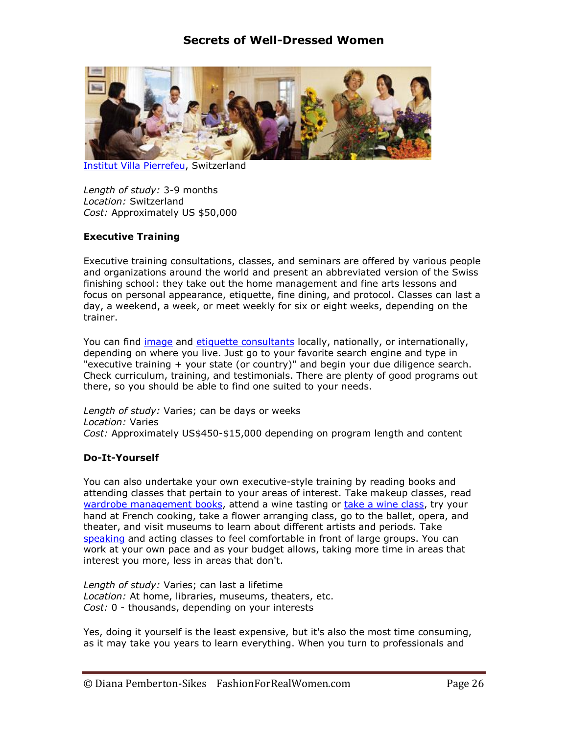Institut Villa Pierrefeu, Switzerland

*Length of study:* 3-9 months
*Location:* Switzerland
*Cost:* Approximately US $50,000

**Executive Training**

Executive training consultations, classes, and seminars are offered by various people and organizations around the world and present an abbreviated version of the Swiss finishing school: they take out the home management and fine arts lessons and focus on personal appearance, etiquette, fine dining, and protocol. Classes can last a day, a weekend, a week, or meet weekly for six or eight weeks, depending on the trainer.

You can find image and etiquette consultants locally, nationally, or internationally, depending on where you live. Just go to your favorite search engine and type in "executive training + your state (or country)" and begin your due diligence search. Check curriculum, training, and testimonials. There are plenty of good programs out there, so you should be able to find one suited to your needs.

*Length of study:* Varies; can be days or weeks
*Location:* Varies
*Cost:* Approximately US$450-$15,000 depending on program length and content

**Do-It-Yourself**

You can also undertake your own executive-style training by reading books and attending classes that pertain to your areas of interest. Take makeup classes, read wardrobe management books, attend a wine tasting or take a wine class, try your hand at French cooking, take a flower arranging class, go to the ballet, opera, and theater, and visit museums to learn about different artists and periods. Take speaking and acting classes to feel comfortable in front of large groups. You can work at your own pace and as your budget allows, taking more time in areas that interest you more, less in areas that don't.

*Length of study:* Varies; can last a lifetime
*Location:* At home, libraries, museums, theaters, etc.
*Cost:* 0 - thousands, depending on your interests

Yes, doing it yourself is the least expensive, but it's also the most time consuming, as it may take you years to learn everything. When you turn to professionals and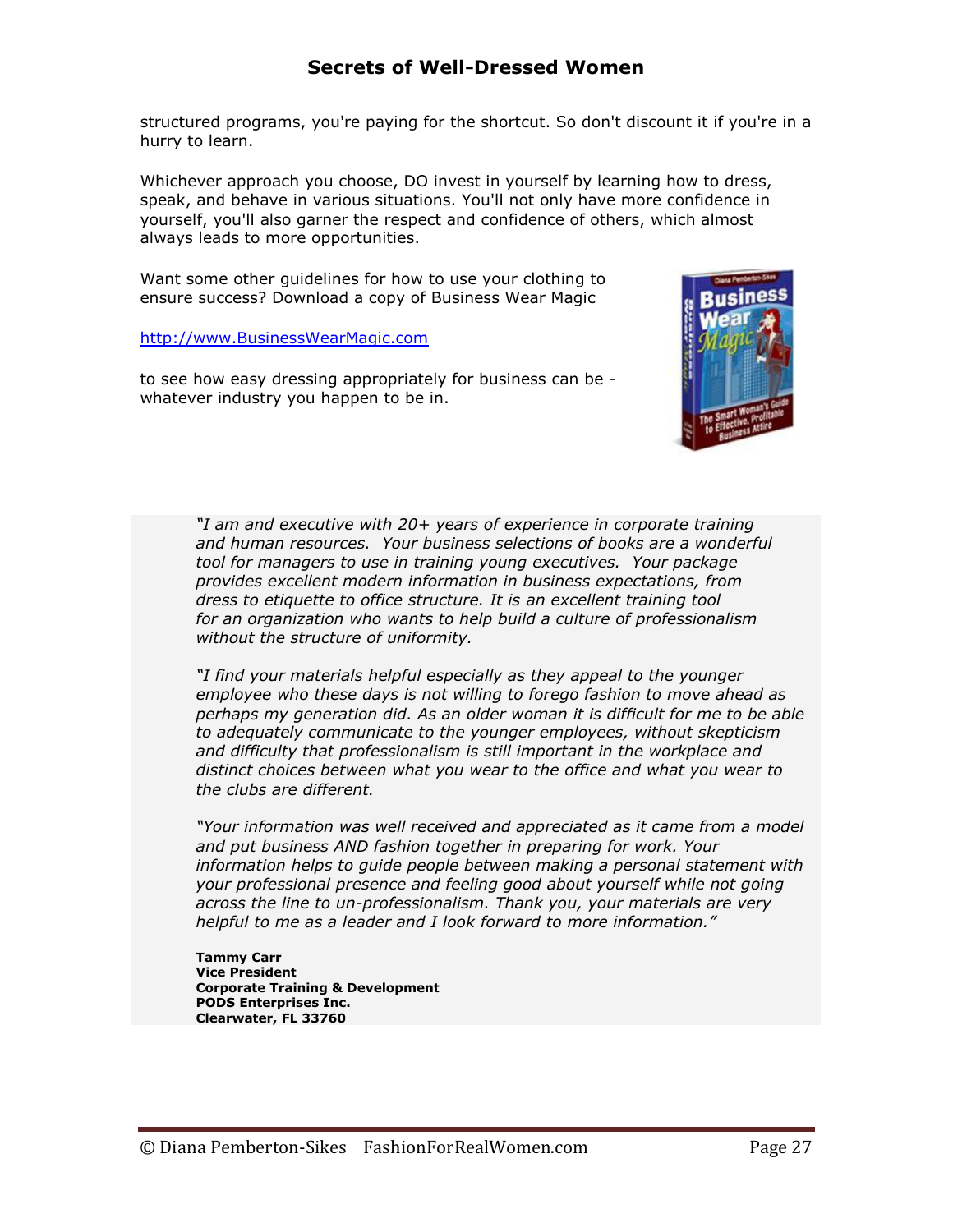structured programs, you're paying for the shortcut. So don't discount it if you're in a hurry to learn.

Whichever approach you choose, DO invest in yourself by learning how to dress, speak, and behave in various situations. You'll not only have more confidence in yourself, you'll also garner the respect and confidence of others, which almost always leads to more opportunities.

Want some other guidelines for how to use your clothing to ensure success? Download a copy of Business Wear Magic

http://www.BusinessWearMagic.com

to see how easy dressing appropriately for business can be - whatever industry you happen to be in.

*"I am and executive with 20+ years of experience in corporate training and human resources. Your business selections of books are a wonderful tool for managers to use in training young executives. Your package provides excellent modern information in business expectations, from dress to etiquette to office structure. It is an excellent training tool for an organization who wants to help build a culture of professionalism without the structure of uniformity.*

*"I find your materials helpful especially as they appeal to the younger employee who these days is not willing to forego fashion to move ahead as perhaps my generation did. As an older woman it is difficult for me to be able to adequately communicate to the younger employees, without skepticism and difficulty that professionalism is still important in the workplace and distinct choices between what you wear to the office and what you wear to the clubs are different.*

*"Your information was well received and appreciated as it came from a model and put business AND fashion together in preparing for work. Your information helps to guide people between making a personal statement with your professional presence and feeling good about yourself while not going across the line to un-professionalism. Thank you, your materials are very helpful to me as a leader and I look forward to more information."*

**Tammy Carr**
**Vice President**
**Corporate Training & Development**
**PODS Enterprises Inc.**
**Clearwater, FL 33760**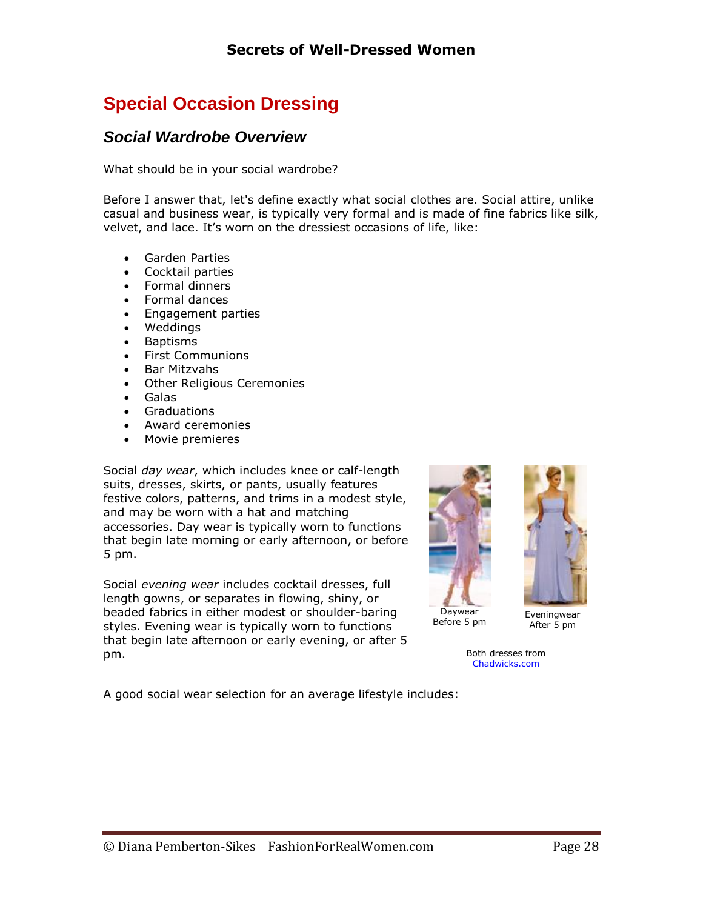# Special Occasion Dressing

## *Social Wardrobe Overview*

What should be in your social wardrobe?

Before I answer that, let's define exactly what social clothes are. Social attire, unlike casual and business wear, is typically very formal and is made of fine fabrics like silk, velvet, and lace. It's worn on the dressiest occasions of life, like:

- Garden Parties
- Cocktail parties
- Formal dinners
- Formal dances
- Engagement parties
- Weddings
- Baptisms
- First Communions
- Bar Mitzvahs
- Other Religious Ceremonies
- Galas
- Graduations
- Award ceremonies
- Movie premieres

Social *day wear*, which includes knee or calf-length suits, dresses, skirts, or pants, usually features festive colors, patterns, and trims in a modest style, and may be worn with a hat and matching accessories. Day wear is typically worn to functions that begin late morning or early afternoon, or before 5 pm.

Social *evening wear* includes cocktail dresses, full length gowns, or separates in flowing, shiny, or beaded fabrics in either modest or shoulder-baring styles. Evening wear is typically worn to functions that begin late afternoon or early evening, or after 5 pm.

Daywear Before 5 pm

Eveningwear After 5 pm

Both dresses from Chadwicks.com

A good social wear selection for an average lifestyle includes: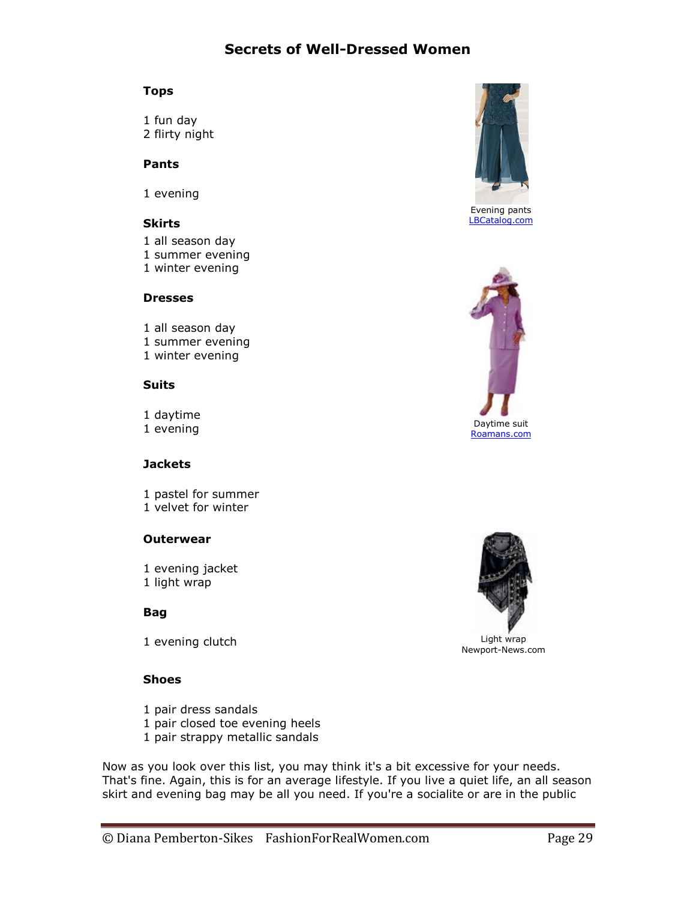**Tops**

1 fun day
2 flirty night

**Pants**

1 evening

**Skirts**

1 all season day
1 summer evening
1 winter evening

**Dresses**

1 all season day
1 summer evening
1 winter evening

**Suits**

1 daytime
1 evening

**Jackets**

1 pastel for summer
1 velvet for winter

**Outerwear**

1 evening jacket
1 light wrap

**Bag**

1 evening clutch

**Shoes**

1 pair dress sandals
1 pair closed toe evening heels
1 pair strappy metallic sandals

Evening pants
LBCatalog.com

Daytime suit
Roamans.com

Light wrap
Newport-News.com

Now as you look over this list, you may think it's a bit excessive for your needs. That's fine. Again, this is for an average lifestyle. If you live a quiet life, an all season skirt and evening bag may be all you need. If you're a socialite or are in the public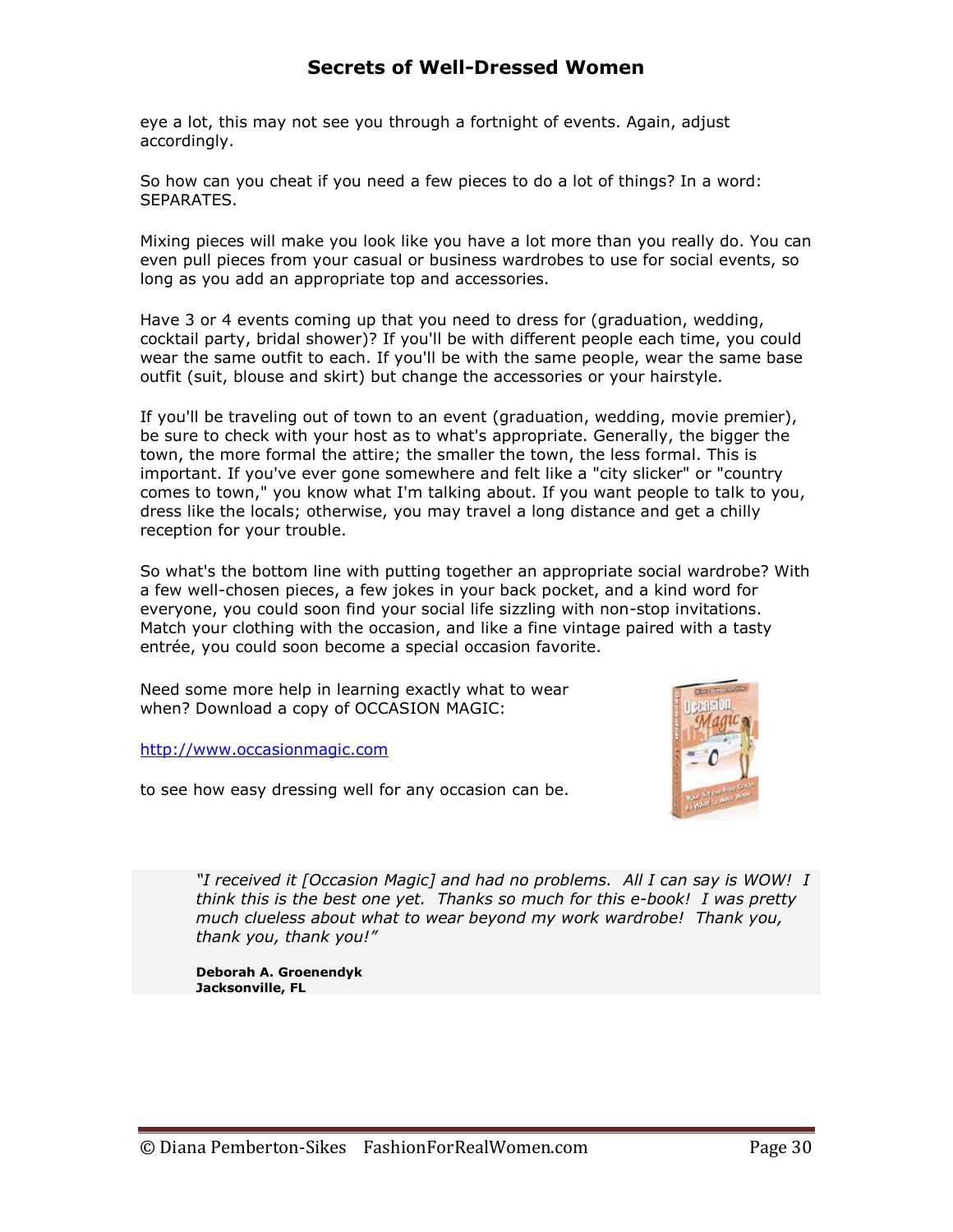eye a lot, this may not see you through a fortnight of events. Again, adjust accordingly.

So how can you cheat if you need a few pieces to do a lot of things? In a word: SEPARATES.

Mixing pieces will make you look like you have a lot more than you really do. You can even pull pieces from your casual or business wardrobes to use for social events, so long as you add an appropriate top and accessories.

Have 3 or 4 events coming up that you need to dress for (graduation, wedding, cocktail party, bridal shower)? If you'll be with different people each time, you could wear the same outfit to each. If you'll be with the same people, wear the same base outfit (suit, blouse and skirt) but change the accessories or your hairstyle.

If you'll be traveling out of town to an event (graduation, wedding, movie premier), be sure to check with your host as to what's appropriate. Generally, the bigger the town, the more formal the attire; the smaller the town, the less formal. This is important. If you've ever gone somewhere and felt like a "city slicker" or "country comes to town," you know what I'm talking about. If you want people to talk to you, dress like the locals; otherwise, you may travel a long distance and get a chilly reception for your trouble.

So what's the bottom line with putting together an appropriate social wardrobe? With a few well-chosen pieces, a few jokes in your back pocket, and a kind word for everyone, you could soon find your social life sizzling with non-stop invitations. Match your clothing with the occasion, and like a fine vintage paired with a tasty entrée, you could soon become a special occasion favorite.

Need some more help in learning exactly what to wear when? Download a copy of OCCASION MAGIC:

[http://www.occasionmagic.com](http://www.occasionmagic.com)

to see how easy dressing well for any occasion can be.

> *"I received it [Occasion Magic] and had no problems. All I can say is WOW! I think this is the best one yet. Thanks so much for this e-book! I was pretty much clueless about what to wear beyond my work wardrobe! Thank you, thank you, thank you!"*
>
> **Deborah A. Groenendyk**
> **Jacksonville, FL**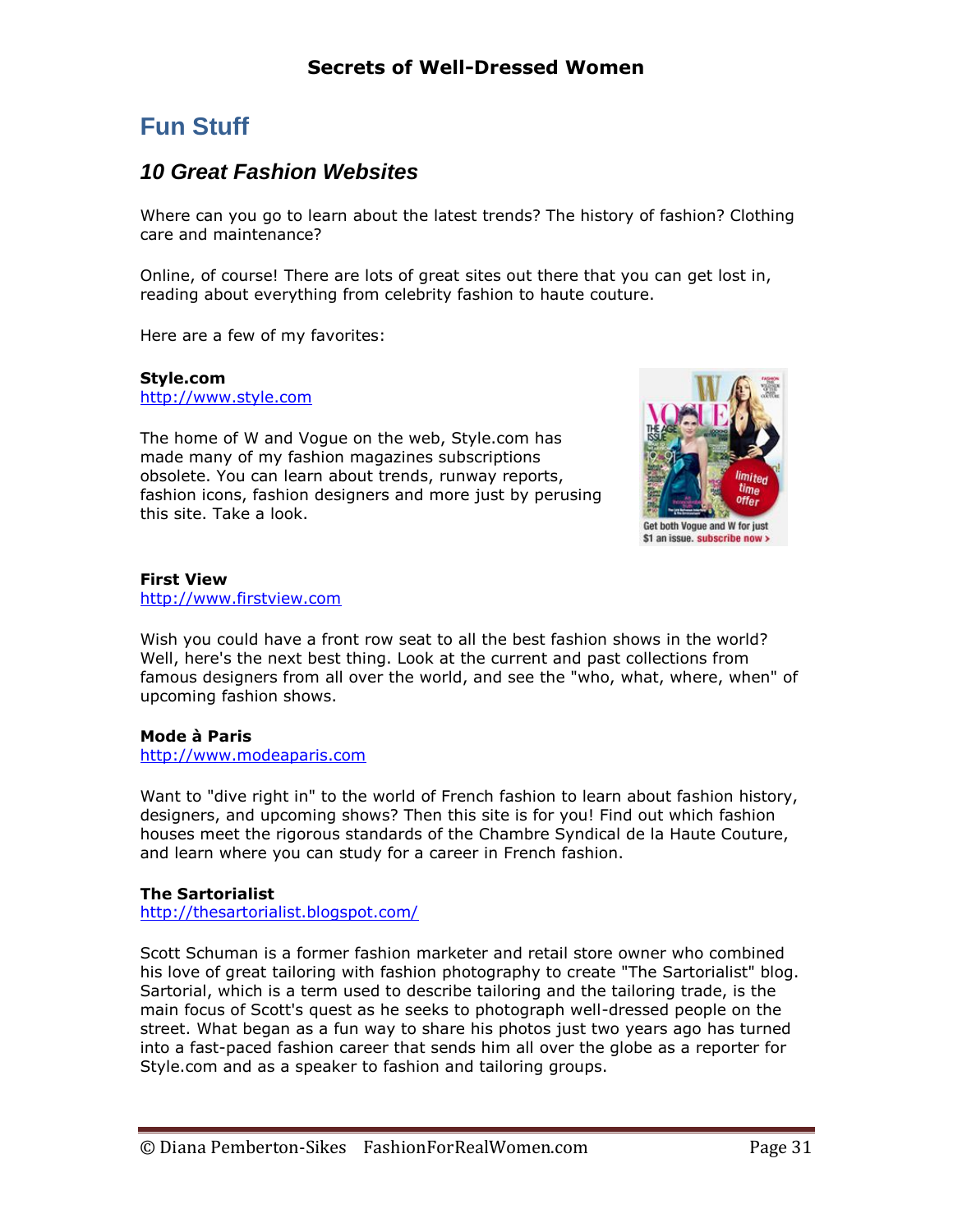# Fun Stuff

## *10 Great Fashion Websites*

Where can you go to learn about the latest trends? The history of fashion? Clothing care and maintenance?

Online, of course! There are lots of great sites out there that you can get lost in, reading about everything from celebrity fashion to haute couture.

Here are a few of my favorites:

**Style.com**
http://www.style.com

The home of W and Vogue on the web, Style.com has made many of my fashion magazines subscriptions obsolete. You can learn about trends, runway reports, fashion icons, fashion designers and more just by perusing this site. Take a look.

**First View**
http://www.firstview.com

Wish you could have a front row seat to all the best fashion shows in the world? Well, here's the next best thing. Look at the current and past collections from famous designers from all over the world, and see the "who, what, where, when" of upcoming fashion shows.

**Mode à Paris**
http://www.modeaparis.com

Want to "dive right in" to the world of French fashion to learn about fashion history, designers, and upcoming shows? Then this site is for you! Find out which fashion houses meet the rigorous standards of the Chambre Syndical de la Haute Couture, and learn where you can study for a career in French fashion.

**The Sartorialist**
http://thesartorialist.blogspot.com/

Scott Schuman is a former fashion marketer and retail store owner who combined his love of great tailoring with fashion photography to create "The Sartorialist" blog. Sartorial, which is a term used to describe tailoring and the tailoring trade, is the main focus of Scott's quest as he seeks to photograph well-dressed people on the street. What began as a fun way to share his photos just two years ago has turned into a fast-paced fashion career that sends him all over the globe as a reporter for Style.com and as a speaker to fashion and tailoring groups.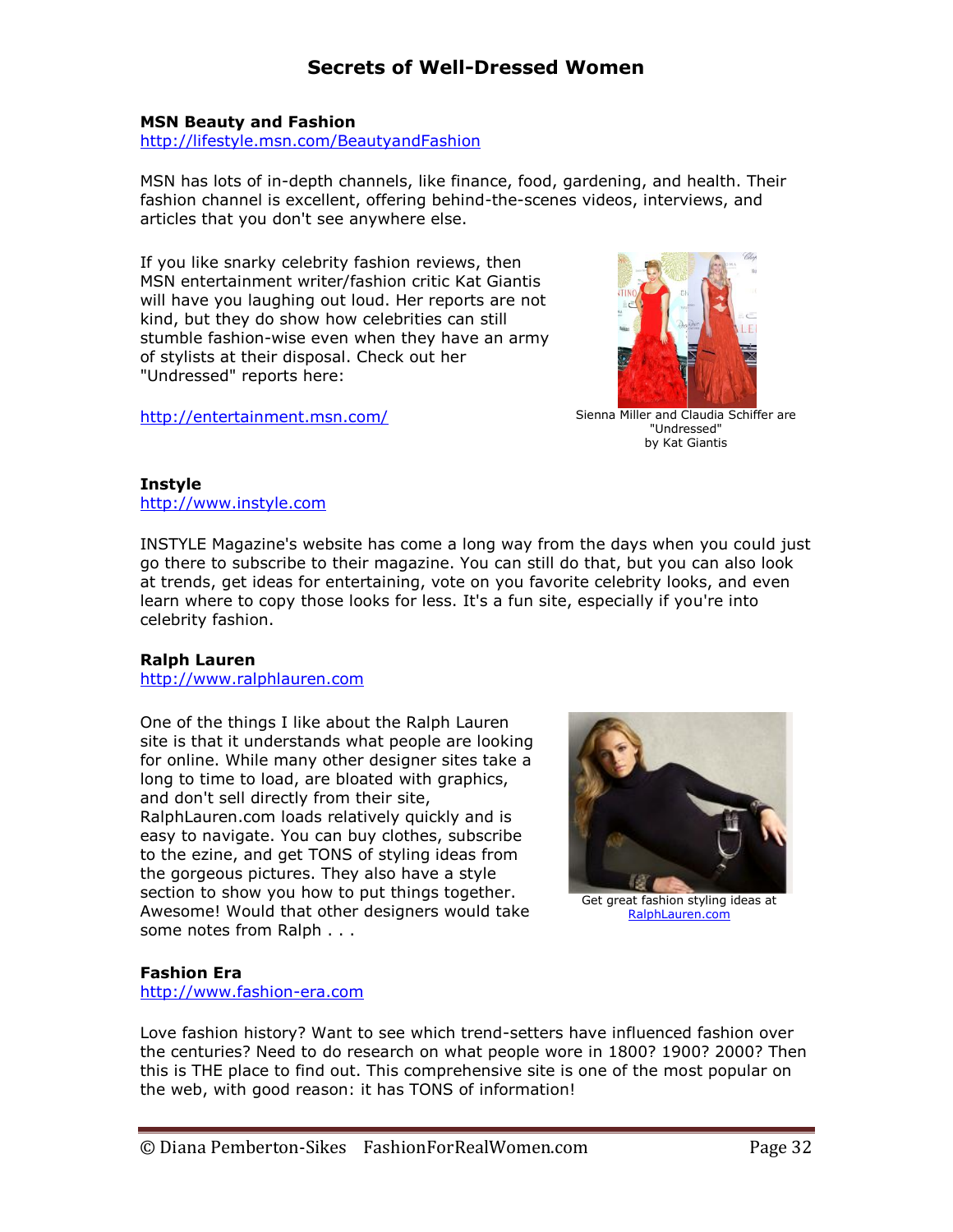**MSN Beauty and Fashion**
http://lifestyle.msn.com/BeautyandFashion

MSN has lots of in-depth channels, like finance, food, gardening, and health. Their fashion channel is excellent, offering behind-the-scenes videos, interviews, and articles that you don't see anywhere else.

If you like snarky celebrity fashion reviews, then MSN entertainment writer/fashion critic Kat Giantis will have you laughing out loud. Her reports are not kind, but they do show how celebrities can still stumble fashion-wise even when they have an army of stylists at their disposal. Check out her "Undressed" reports here:

http://entertainment.msn.com/

Sienna Miller and Claudia Schiffer are "Undressed" by Kat Giantis

**Instyle**
http://www.instyle.com

INSTYLE Magazine's website has come a long way from the days when you could just go there to subscribe to their magazine. You can still do that, but you can also look at trends, get ideas for entertaining, vote on you favorite celebrity looks, and even learn where to copy those looks for less. It's a fun site, especially if you're into celebrity fashion.

**Ralph Lauren**
http://www.ralphlauren.com

One of the things I like about the Ralph Lauren site is that it understands what people are looking for online. While many other designer sites take a long to time to load, are bloated with graphics, and don't sell directly from their site, RalphLauren.com loads relatively quickly and is easy to navigate. You can buy clothes, subscribe to the ezine, and get TONS of styling ideas from the gorgeous pictures. They also have a style section to show you how to put things together. Awesome! Would that other designers would take some notes from Ralph . . .

Get great fashion styling ideas at RalphLauren.com

**Fashion Era**
http://www.fashion-era.com

Love fashion history? Want to see which trend-setters have influenced fashion over the centuries? Need to do research on what people wore in 1800? 1900? 2000? Then this is THE place to find out. This comprehensive site is one of the most popular on the web, with good reason: it has TONS of information!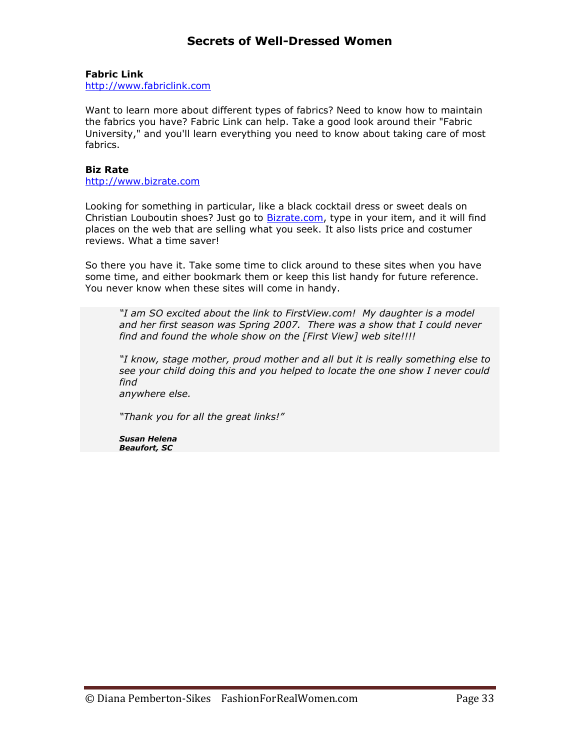**Fabric Link**
http://www.fabriclink.com

Want to learn more about different types of fabrics? Need to know how to maintain the fabrics you have? Fabric Link can help. Take a good look around their "Fabric University," and you'll learn everything you need to know about taking care of most fabrics.

**Biz Rate**
http://www.bizrate.com

Looking for something in particular, like a black cocktail dress or sweet deals on Christian Louboutin shoes? Just go to Bizrate.com, type in your item, and it will find places on the web that are selling what you seek. It also lists price and costumer reviews. What a time saver!

So there you have it. Take some time to click around to these sites when you have some time, and either bookmark them or keep this list handy for future reference. You never know when these sites will come in handy.

> *"I am SO excited about the link to FirstView.com! My daughter is a model and her first season was Spring 2007. There was a show that I could never find and found the whole show on the [First View] web site!!!!*
>
> *"I know, stage mother, proud mother and all but it is really something else to see your child doing this and you helped to locate the one show I never could find anywhere else.*
>
> *"Thank you for all the great links!"*
>
> ***Susan Helena***
> ***Beaufort, SC***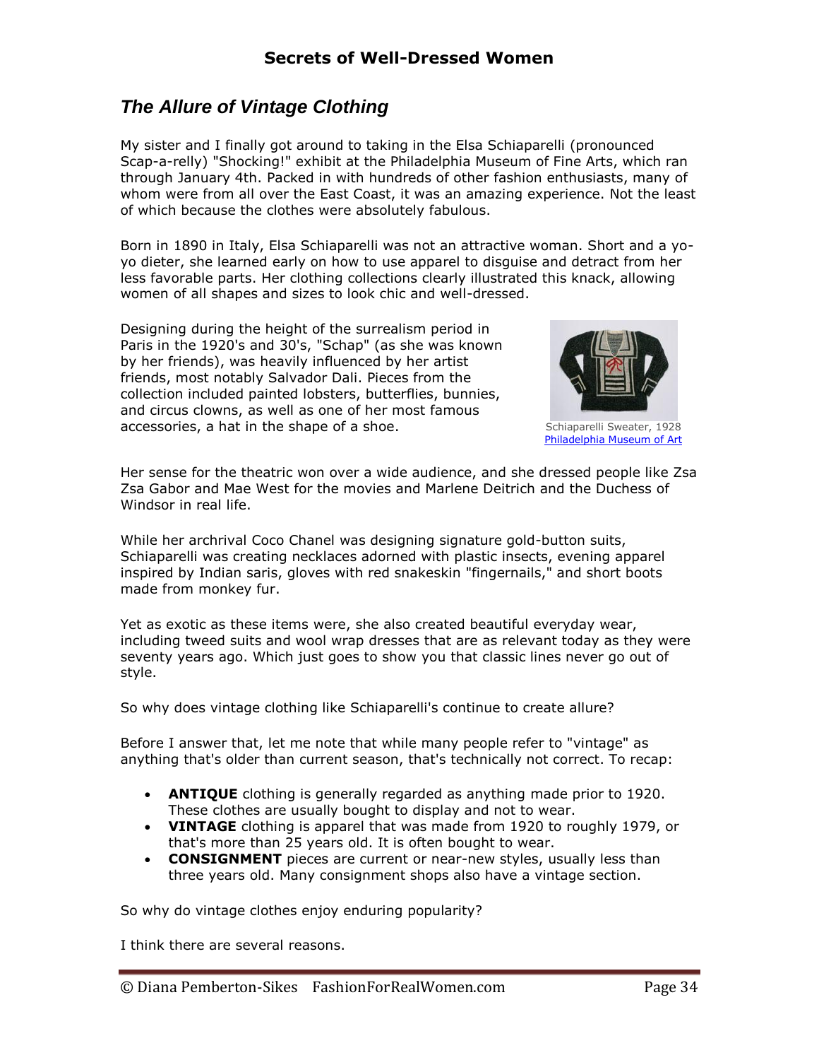## *The Allure of Vintage Clothing*

My sister and I finally got around to taking in the Elsa Schiaparelli (pronounced Scap-a-relly) "Shocking!" exhibit at the Philadelphia Museum of Fine Arts, which ran through January 4th. Packed in with hundreds of other fashion enthusiasts, many of whom were from all over the East Coast, it was an amazing experience. Not the least of which because the clothes were absolutely fabulous.

Born in 1890 in Italy, Elsa Schiaparelli was not an attractive woman. Short and a yo-yo dieter, she learned early on how to use apparel to disguise and detract from her less favorable parts. Her clothing collections clearly illustrated this knack, allowing women of all shapes and sizes to look chic and well-dressed.

Designing during the height of the surrealism period in Paris in the 1920's and 30's, "Schap" (as she was known by her friends), was heavily influenced by her artist friends, most notably Salvador Dali. Pieces from the collection included painted lobsters, butterflies, bunnies, and circus clowns, as well as one of her most famous accessories, a hat in the shape of a shoe.

Schiaparelli Sweater, 1928
[Philadelphia Museum of Art]

Her sense for the theatric won over a wide audience, and she dressed people like Zsa Zsa Gabor and Mae West for the movies and Marlene Deitrich and the Duchess of Windsor in real life.

While her archrival Coco Chanel was designing signature gold-button suits, Schiaparelli was creating necklaces adorned with plastic insects, evening apparel inspired by Indian saris, gloves with red snakeskin "fingernails," and short boots made from monkey fur.

Yet as exotic as these items were, she also created beautiful everyday wear, including tweed suits and wool wrap dresses that are as relevant today as they were seventy years ago. Which just goes to show you that classic lines never go out of style.

So why does vintage clothing like Schiaparelli's continue to create allure?

Before I answer that, let me note that while many people refer to "vintage" as anything that's older than current season, that's technically not correct. To recap:

- **ANTIQUE** clothing is generally regarded as anything made prior to 1920. These clothes are usually bought to display and not to wear.
- **VINTAGE** clothing is apparel that was made from 1920 to roughly 1979, or that's more than 25 years old. It is often bought to wear.
- **CONSIGNMENT** pieces are current or near-new styles, usually less than three years old. Many consignment shops also have a vintage section.

So why do vintage clothes enjoy enduring popularity?

I think there are several reasons.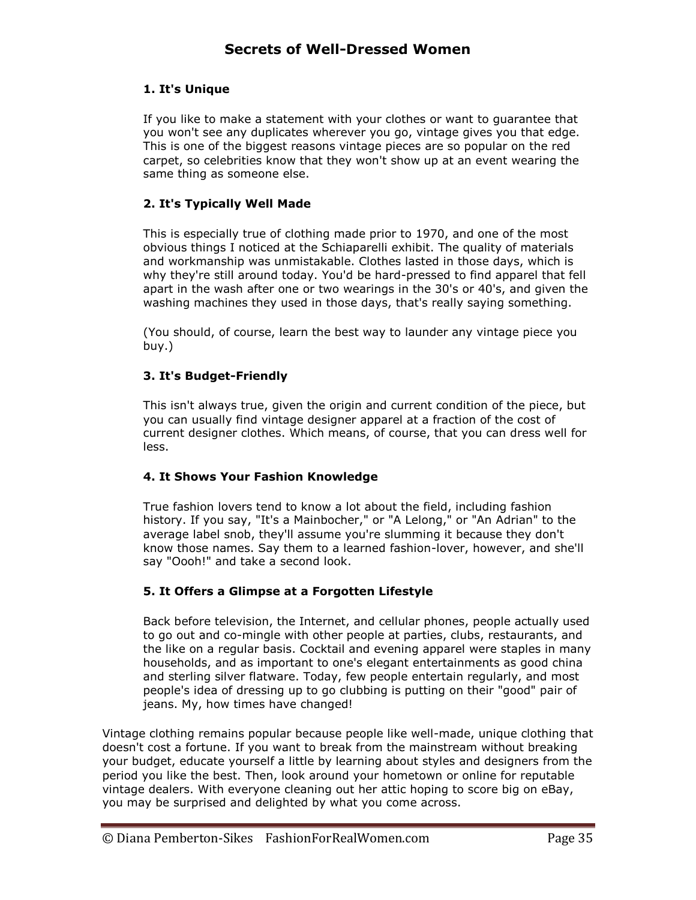**1. It's Unique**

If you like to make a statement with your clothes or want to guarantee that you won't see any duplicates wherever you go, vintage gives you that edge. This is one of the biggest reasons vintage pieces are so popular on the red carpet, so celebrities know that they won't show up at an event wearing the same thing as someone else.

**2. It's Typically Well Made**

This is especially true of clothing made prior to 1970, and one of the most obvious things I noticed at the Schiaparelli exhibit. The quality of materials and workmanship was unmistakable. Clothes lasted in those days, which is why they're still around today. You'd be hard-pressed to find apparel that fell apart in the wash after one or two wearings in the 30's or 40's, and given the washing machines they used in those days, that's really saying something.

(You should, of course, learn the best way to launder any vintage piece you buy.)

**3. It's Budget-Friendly**

This isn't always true, given the origin and current condition of the piece, but you can usually find vintage designer apparel at a fraction of the cost of current designer clothes. Which means, of course, that you can dress well for less.

**4. It Shows Your Fashion Knowledge**

True fashion lovers tend to know a lot about the field, including fashion history. If you say, "It's a Mainbocher," or "A Lelong," or "An Adrian" to the average label snob, they'll assume you're slumming it because they don't know those names. Say them to a learned fashion-lover, however, and she'll say "Oooh!" and take a second look.

**5. It Offers a Glimpse at a Forgotten Lifestyle**

Back before television, the Internet, and cellular phones, people actually used to go out and co-mingle with other people at parties, clubs, restaurants, and the like on a regular basis. Cocktail and evening apparel were staples in many households, and as important to one's elegant entertainments as good china and sterling silver flatware. Today, few people entertain regularly, and most people's idea of dressing up to go clubbing is putting on their "good" pair of jeans. My, how times have changed!

Vintage clothing remains popular because people like well-made, unique clothing that doesn't cost a fortune. If you want to break from the mainstream without breaking your budget, educate yourself a little by learning about styles and designers from the period you like the best. Then, look around your hometown or online for reputable vintage dealers. With everyone cleaning out her attic hoping to score big on eBay, you may be surprised and delighted by what you come across.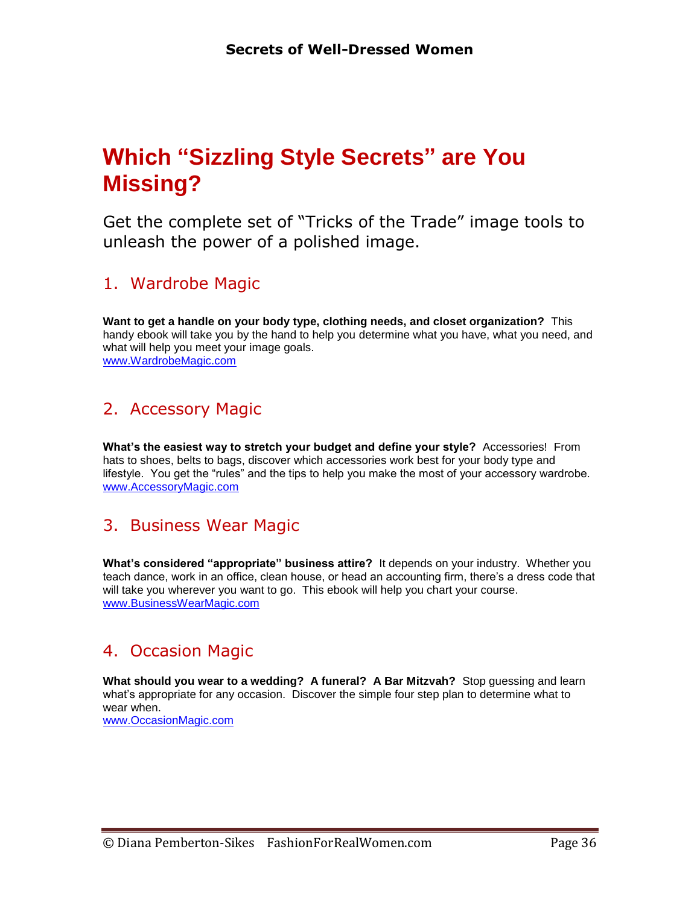# Which "Sizzling Style Secrets" are You Missing?

Get the complete set of "Tricks of the Trade" image tools to unleash the power of a polished image.

## 1. Wardrobe Magic

**Want to get a handle on your body type, clothing needs, and closet organization?** This handy ebook will take you by the hand to help you determine what you have, what you need, and what will help you meet your image goals.
www.WardrobeMagic.com

## 2. Accessory Magic

**What's the easiest way to stretch your budget and define your style?** Accessories! From hats to shoes, belts to bags, discover which accessories work best for your body type and lifestyle. You get the "rules" and the tips to help you make the most of your accessory wardrobe.
www.AccessoryMagic.com

## 3. Business Wear Magic

**What's considered "appropriate" business attire?** It depends on your industry. Whether you teach dance, work in an office, clean house, or head an accounting firm, there's a dress code that will take you wherever you want to go. This ebook will help you chart your course.
www.BusinessWearMagic.com

## 4. Occasion Magic

**What should you wear to a wedding? A funeral? A Bar Mitzvah?** Stop guessing and learn what's appropriate for any occasion. Discover the simple four step plan to determine what to wear when.
www.OccasionMagic.com